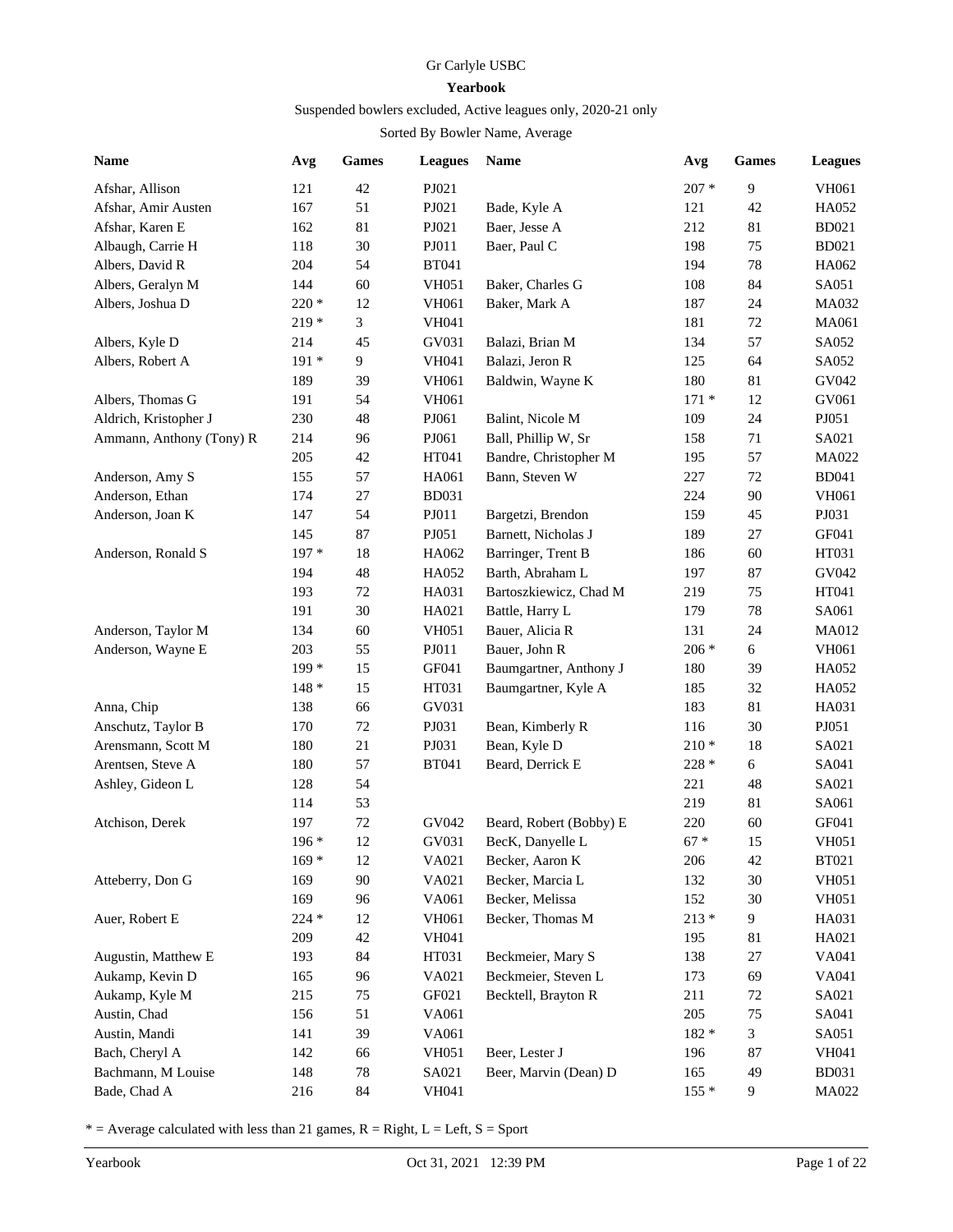Gr Carlyle USBC

**Yearbook**

Suspended bowlers excluded, Active leagues only, 2020-21 only

Sorted By Bowler Name, Average

| Name | Avg | Games | Leagues |
|---|---|---|---|
| Afshar, Allison | 121 | 42 | PJ021 |
| Afshar, Amir Austen | 167 | 51 | PJ021 |
| Afshar, Karen E | 162 | 81 | PJ021 |
| Albaugh, Carrie H | 118 | 30 | PJ011 |
| Albers, David R | 204 | 54 | BT041 |
| Albers, Geralyn M | 144 | 60 | VH051 |
| Albers, Joshua D | 220 * | 12 | VH061 |
| | 219 * | 3 | VH041 |
| Albers, Kyle D | 214 | 45 | GV031 |
| Albers, Robert A | 191 * | 9 | VH041 |
| | 189 | 39 | VH061 |
| Albers, Thomas G | 191 | 54 | VH061 |
| Aldrich, Kristopher J | 230 | 48 | PJ061 |
| Ammann, Anthony (Tony) R | 214 | 96 | PJ061 |
| | 205 | 42 | HT041 |
| Anderson, Amy S | 155 | 57 | HA061 |
| Anderson, Ethan | 174 | 27 | BD031 |
| Anderson, Joan K | 147 | 54 | PJ011 |
| | 145 | 87 | PJ051 |
| Anderson, Ronald S | 197 * | 18 | HA062 |
| | 194 | 48 | HA052 |
| | 193 | 72 | HA031 |
| | 191 | 30 | HA021 |
| Anderson, Taylor M | 134 | 60 | VH051 |
| Anderson, Wayne E | 203 | 55 | PJ011 |
| | 199 * | 15 | GF041 |
| | 148 * | 15 | HT031 |
| Anna, Chip | 138 | 66 | GV031 |
| Anschutz, Taylor B | 170 | 72 | PJ031 |
| Arensmann, Scott M | 180 | 21 | PJ031 |
| Arentsen, Steve A | 180 | 57 | BT041 |
| Ashley, Gideon L | 128 | 54 | |
| | 114 | 53 | |
| Atchison, Derek | 197 | 72 | GV042 |
| | 196 * | 12 | GV031 |
| | 169 * | 12 | VA021 |
| Atteberry, Don G | 169 | 90 | VA021 |
| | 169 | 96 | VA061 |
| Auer, Robert E | 224 * | 12 | VH061 |
| | 209 | 42 | VH041 |
| Augustin, Matthew E | 193 | 84 | HT031 |
| Aukamp, Kevin D | 165 | 96 | VA021 |
| Aukamp, Kyle M | 215 | 75 | GF021 |
| Austin, Chad | 156 | 51 | VA061 |
| Austin, Mandi | 141 | 39 | VA061 |
| Bach, Cheryl A | 142 | 66 | VH051 |
| Bachmann, M Louise | 148 | 78 | SA021 |
| Bade, Chad A | 216 | 84 | VH041 |
| | 207 * | 9 | VH061 |
| Bade, Kyle A | 121 | 42 | HA052 |
| Baer, Jesse A | 212 | 81 | BD021 |
| Baer, Paul C | 198 | 75 | BD021 |
| | 194 | 78 | HA062 |
| Baker, Charles G | 108 | 84 | SA051 |
| Baker, Mark A | 187 | 24 | MA032 |
| | 181 | 72 | MA061 |
| Balazi, Brian M | 134 | 57 | SA052 |
| Balazi, Jeron R | 125 | 64 | SA052 |
| Baldwin, Wayne K | 180 | 81 | GV042 |
| | 171 * | 12 | GV061 |
| Balint, Nicole M | 109 | 24 | PJ051 |
| Ball, Phillip W, Sr | 158 | 71 | SA021 |
| Bandre, Christopher M | 195 | 57 | MA022 |
| Bann, Steven W | 227 | 72 | BD041 |
| | 224 | 90 | VH061 |
| Bargetzi, Brendon | 159 | 45 | PJ031 |
| Barnett, Nicholas J | 189 | 27 | GF041 |
| Barringer, Trent B | 186 | 60 | HT031 |
| Barth, Abraham L | 197 | 87 | GV042 |
| Bartoszkiewicz, Chad M | 219 | 75 | HT041 |
| Battle, Harry L | 179 | 78 | SA061 |
| Bauer, Alicia R | 131 | 24 | MA012 |
| Bauer, John R | 206 * | 6 | VH061 |
| Baumgartner, Anthony J | 180 | 39 | HA052 |
| Baumgartner, Kyle A | 185 | 32 | HA052 |
| | 183 | 81 | HA031 |
| Bean, Kimberly R | 116 | 30 | PJ051 |
| Bean, Kyle D | 210 * | 18 | SA021 |
| Beard, Derrick E | 228 * | 6 | SA041 |
| | 221 | 48 | SA021 |
| | 219 | 81 | SA061 |
| Beard, Robert (Bobby) E | 220 | 60 | GF041 |
| BecK, Danyelle L | 67 * | 15 | VH051 |
| Becker, Aaron K | 206 | 42 | BT021 |
| Becker, Marcia L | 132 | 30 | VH051 |
| Becker, Melissa | 152 | 30 | VH051 |
| Becker, Thomas M | 213 * | 9 | HA031 |
| | 195 | 81 | HA021 |
| Beckmeier, Mary S | 138 | 27 | VA041 |
| Beckmeier, Steven L | 173 | 69 | VA041 |
| Becktell, Brayton R | 211 | 72 | SA021 |
| | 205 | 75 | SA041 |
| | 182 * | 3 | SA051 |
| Beer, Lester J | 196 | 87 | VH041 |
| Beer, Marvin (Dean) D | 165 | 49 | BD031 |
| | 155 * | 9 | MA022 |

* = Average calculated with less than 21 games, R = Right, L = Left, S = Sport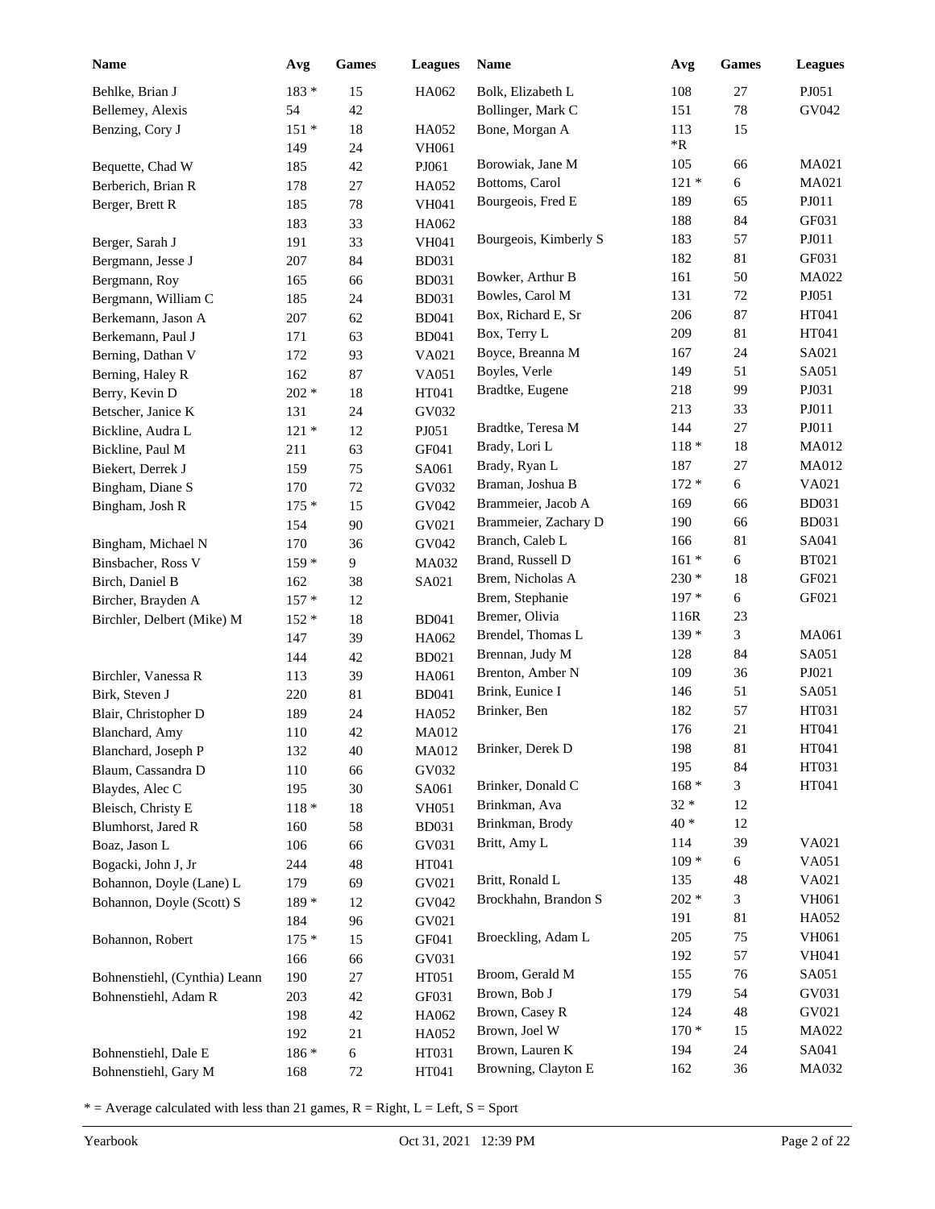| Name | Avg | Games | Leagues |
|---|---|---|---|
| Behlke, Brian J | 183 * | 15 | HA062 |
| Bellemey, Alexis | 54 | 42 | |
| Benzing, Cory J | 151 * | 18 | HA052 |
| | 149 | 24 | VH061 |
| Bequette, Chad W | 185 | 42 | PJ061 |
| Berberich, Brian R | 178 | 27 | HA052 |
| Berger, Brett R | 185 | 78 | VH041 |
| | 183 | 33 | HA062 |
| Berger, Sarah J | 191 | 33 | VH041 |
| Bergmann, Jesse J | 207 | 84 | BD031 |
| Bergmann, Roy | 165 | 66 | BD031 |
| Bergmann, William C | 185 | 24 | BD031 |
| Berkemann, Jason A | 207 | 62 | BD041 |
| Berkemann, Paul J | 171 | 63 | BD041 |
| Berning, Dathan V | 172 | 93 | VA021 |
| Berning, Haley R | 162 | 87 | VA051 |
| Berry, Kevin D | 202 * | 18 | HT041 |
| Betscher, Janice K | 131 | 24 | GV032 |
| Bickline, Audra L | 121 * | 12 | PJ051 |
| Bickline, Paul M | 211 | 63 | GF041 |
| Biekert, Derrek J | 159 | 75 | SA061 |
| Bingham, Diane S | 170 | 72 | GV032 |
| Bingham, Josh R | 175 * | 15 | GV042 |
| | 154 | 90 | GV021 |
| Bingham, Michael N | 170 | 36 | GV042 |
| Binsbacher, Ross V | 159 * | 9 | MA032 |
| Birch, Daniel B | 162 | 38 | SA021 |
| Bircher, Brayden A | 157 * | 12 | |
| Birchler, Delbert (Mike) M | 152 * | 18 | BD041 |
| | 147 | 39 | HA062 |
| | 144 | 42 | BD021 |
| Birchler, Vanessa R | 113 | 39 | HA061 |
| Birk, Steven J | 220 | 81 | BD041 |
| Blair, Christopher D | 189 | 24 | HA052 |
| Blanchard, Amy | 110 | 42 | MA012 |
| Blanchard, Joseph P | 132 | 40 | MA012 |
| Blaum, Cassandra D | 110 | 66 | GV032 |
| Blaydes, Alec C | 195 | 30 | SA061 |
| Bleisch, Christy E | 118 * | 18 | VH051 |
| Blumhorst, Jared R | 160 | 58 | BD031 |
| Boaz, Jason L | 106 | 66 | GV031 |
| Bogacki, John J, Jr | 244 | 48 | HT041 |
| Bohannon, Doyle (Lane) L | 179 | 69 | GV021 |
| Bohannon, Doyle (Scott) S | 189 * | 12 | GV042 |
| | 184 | 96 | GV021 |
| Bohannon, Robert | 175 * | 15 | GF041 |
| | 166 | 66 | GV031 |
| Bohnenstiehl, (Cynthia) Leann | 190 | 27 | HT051 |
| Bohnenstiehl, Adam R | 203 | 42 | GF031 |
| | 198 | 42 | HA062 |
| | 192 | 21 | HA052 |
| Bohnenstiehl, Dale E | 186 * | 6 | HT031 |
| Bohnenstiehl, Gary M | 168 | 72 | HT041 |
| Bolk, Elizabeth L | 108 | 27 | PJ051 |
| Bollinger, Mark C | 151 | 78 | GV042 |
| Bone, Morgan A | 113 *R | 15 | |
| Borowiak, Jane M | 105 | 66 | MA021 |
| Bottoms, Carol | 121 * | 6 | MA021 |
| Bourgeois, Fred E | 189 | 65 | PJ011 |
| | 188 | 84 | GF031 |
| Bourgeois, Kimberly S | 183 | 57 | PJ011 |
| | 182 | 81 | GF031 |
| Bowker, Arthur B | 161 | 50 | MA022 |
| Bowles, Carol M | 131 | 72 | PJ051 |
| Box, Richard E, Sr | 206 | 87 | HT041 |
| Box, Terry L | 209 | 81 | HT041 |
| Boyce, Breanna M | 167 | 24 | SA021 |
| Boyles, Verle | 149 | 51 | SA051 |
| Bradtke, Eugene | 218 | 99 | PJ031 |
| | 213 | 33 | PJ011 |
| Bradtke, Teresa M | 144 | 27 | PJ011 |
| Brady, Lori L | 118 * | 18 | MA012 |
| Brady, Ryan L | 187 | 27 | MA012 |
| Braman, Joshua B | 172 * | 6 | VA021 |
| Brammeier, Jacob A | 169 | 66 | BD031 |
| Brammeier, Zachary D | 190 | 66 | BD031 |
| Branch, Caleb L | 166 | 81 | SA041 |
| Brand, Russell D | 161 * | 6 | BT021 |
| Brem, Nicholas A | 230 * | 18 | GF021 |
| Brem, Stephanie | 197 * | 6 | GF021 |
| Bremer, Olivia | 116R | 23 | |
| Brendel, Thomas L | 139 * | 3 | MA061 |
| Brennan, Judy M | 128 | 84 | SA051 |
| Brenton, Amber N | 109 | 36 | PJ021 |
| Brink, Eunice I | 146 | 51 | SA051 |
| Brinker, Ben | 182 | 57 | HT031 |
| | 176 | 21 | HT041 |
| Brinker, Derek D | 198 | 81 | HT041 |
| | 195 | 84 | HT031 |
| Brinker, Donald C | 168 * | 3 | HT041 |
| Brinkman, Ava | 32 * | 12 | |
| Brinkman, Brody | 40 * | 12 | |
| Britt, Amy L | 114 | 39 | VA021 |
| | 109 * | 6 | VA051 |
| Britt, Ronald L | 135 | 48 | VA021 |
| Brockhahn, Brandon S | 202 * | 3 | VH061 |
| | 191 | 81 | HA052 |
| Broeckling, Adam L | 205 | 75 | VH061 |
| | 192 | 57 | VH041 |
| Broom, Gerald M | 155 | 76 | SA051 |
| Brown, Bob J | 179 | 54 | GV031 |
| Brown, Casey R | 124 | 48 | GV021 |
| Brown, Joel W | 170 * | 15 | MA022 |
| Brown, Lauren K | 194 | 24 | SA041 |
| Browning, Clayton E | 162 | 36 | MA032 |

* = Average calculated with less than 21 games, R = Right, L = Left, S = Sport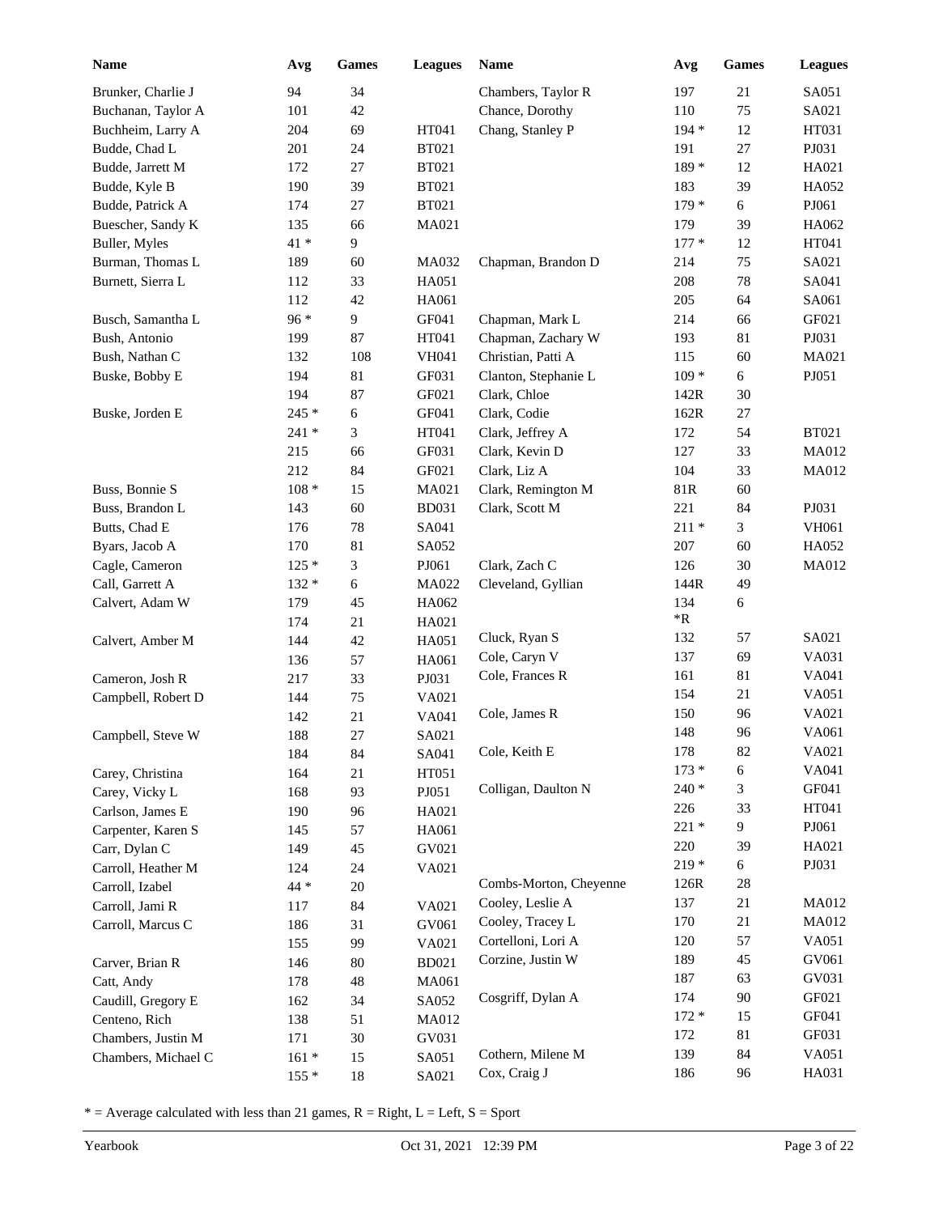| Name | Avg | Games | Leagues |
|---|---|---|---|
| Brunker, Charlie J | 94 | 34 | |
| Buchanan, Taylor A | 101 | 42 | |
| Buchheim, Larry A | 204 | 69 | HT041 |
| Budde, Chad L | 201 | 24 | BT021 |
| Budde, Jarrett M | 172 | 27 | BT021 |
| Budde, Kyle B | 190 | 39 | BT021 |
| Budde, Patrick A | 174 | 27 | BT021 |
| Buescher, Sandy K | 135 | 66 | MA021 |
| Buller, Myles | 41 * | 9 | |
| Burman, Thomas L | 189 | 60 | MA032 |
| Burnett, Sierra L | 112 | 33 | HA051 |
| | 112 | 42 | HA061 |
| Busch, Samantha L | 96 * | 9 | GF041 |
| Bush, Antonio | 199 | 87 | HT041 |
| Bush, Nathan C | 132 | 108 | VH041 |
| Buske, Bobby E | 194 | 81 | GF031 |
| | 194 | 87 | GF021 |
| Buske, Jorden E | 245 * | 6 | GF041 |
| | 241 * | 3 | HT041 |
| | 215 | 66 | GF031 |
| | 212 | 84 | GF021 |
| Buss, Bonnie S | 108 * | 15 | MA021 |
| Buss, Brandon L | 143 | 60 | BD031 |
| Butts, Chad E | 176 | 78 | SA041 |
| Byars, Jacob A | 170 | 81 | SA052 |
| Cagle, Cameron | 125 * | 3 | PJ061 |
| Call, Garrett A | 132 * | 6 | MA022 |
| Calvert, Adam W | 179 | 45 | HA062 |
| | 174 | 21 | HA021 |
| Calvert, Amber M | 144 | 42 | HA051 |
| | 136 | 57 | HA061 |
| Cameron, Josh R | 217 | 33 | PJ031 |
| Campbell, Robert D | 144 | 75 | VA021 |
| | 142 | 21 | VA041 |
| Campbell, Steve W | 188 | 27 | SA021 |
| | 184 | 84 | SA041 |
| Carey, Christina | 164 | 21 | HT051 |
| Carey, Vicky L | 168 | 93 | PJ051 |
| Carlson, James E | 190 | 96 | HA021 |
| Carpenter, Karen S | 145 | 57 | HA061 |
| Carr, Dylan C | 149 | 45 | GV021 |
| Carroll, Heather M | 124 | 24 | VA021 |
| Carroll, Izabel | 44 * | 20 | |
| Carroll, Jami R | 117 | 84 | VA021 |
| Carroll, Marcus C | 186 | 31 | GV061 |
| | 155 | 99 | VA021 |
| Carver, Brian R | 146 | 80 | BD021 |
| Catt, Andy | 178 | 48 | MA061 |
| Caudill, Gregory E | 162 | 34 | SA052 |
| Centeno, Rich | 138 | 51 | MA012 |
| Chambers, Justin M | 171 | 30 | GV031 |
| Chambers, Michael C | 161 * | 15 | SA051 |
| | 155 * | 18 | SA021 |
| Chambers, Taylor R | 197 | 21 | SA051 |
| Chance, Dorothy | 110 | 75 | SA021 |
| Chang, Stanley P | 194 * | 12 | HT031 |
| | 191 | 27 | PJ031 |
| | 189 * | 12 | HA021 |
| | 183 | 39 | HA052 |
| | 179 * | 6 | PJ061 |
| | 179 | 39 | HA062 |
| | 177 * | 12 | HT041 |
| Chapman, Brandon D | 214 | 75 | SA021 |
| | 208 | 78 | SA041 |
| | 205 | 64 | SA061 |
| Chapman, Mark L | 214 | 66 | GF021 |
| Chapman, Zachary W | 193 | 81 | PJ031 |
| Christian, Patti A | 115 | 60 | MA021 |
| Clanton, Stephanie L | 109 * | 6 | PJ051 |
| Clark, Chloe | 142R | 30 | |
| Clark, Codie | 162R | 27 | |
| Clark, Jeffrey A | 172 | 54 | BT021 |
| Clark, Kevin D | 127 | 33 | MA012 |
| Clark, Liz A | 104 | 33 | MA012 |
| Clark, Remington M | 81R | 60 | |
| Clark, Scott M | 221 | 84 | PJ031 |
| | 211 * | 3 | VH061 |
| | 207 | 60 | HA052 |
| Clark, Zach C | 126 | 30 | MA012 |
| Cleveland, Gyllian | 144R | 49 | |
| | 134 *R | 6 | |
| Cluck, Ryan S | 132 | 57 | SA021 |
| Cole, Caryn V | 137 | 69 | VA031 |
| Cole, Frances R | 161 | 81 | VA041 |
| | 154 | 21 | VA051 |
| Cole, James R | 150 | 96 | VA021 |
| | 148 | 96 | VA061 |
| Cole, Keith E | 178 | 82 | VA021 |
| | 173 * | 6 | VA041 |
| Colligan, Daulton N | 240 * | 3 | GF041 |
| | 226 | 33 | HT041 |
| | 221 * | 9 | PJ061 |
| | 220 | 39 | HA021 |
| | 219 * | 6 | PJ031 |
| Combs-Morton, Cheyenne | 126R | 28 | |
| Cooley, Leslie A | 137 | 21 | MA012 |
| Cooley, Tracey L | 170 | 21 | MA012 |
| Cortelloni, Lori A | 120 | 57 | VA051 |
| Corzine, Justin W | 189 | 45 | GV061 |
| | 187 | 63 | GV031 |
| Cosgriff, Dylan A | 174 | 90 | GF021 |
| | 172 * | 15 | GF041 |
| | 172 | 81 | GF031 |
| Cothern, Milene M | 139 | 84 | VA051 |
| Cox, Craig J | 186 | 96 | HA031 |

* = Average calculated with less than 21 games, R = Right, L = Left, S = Sport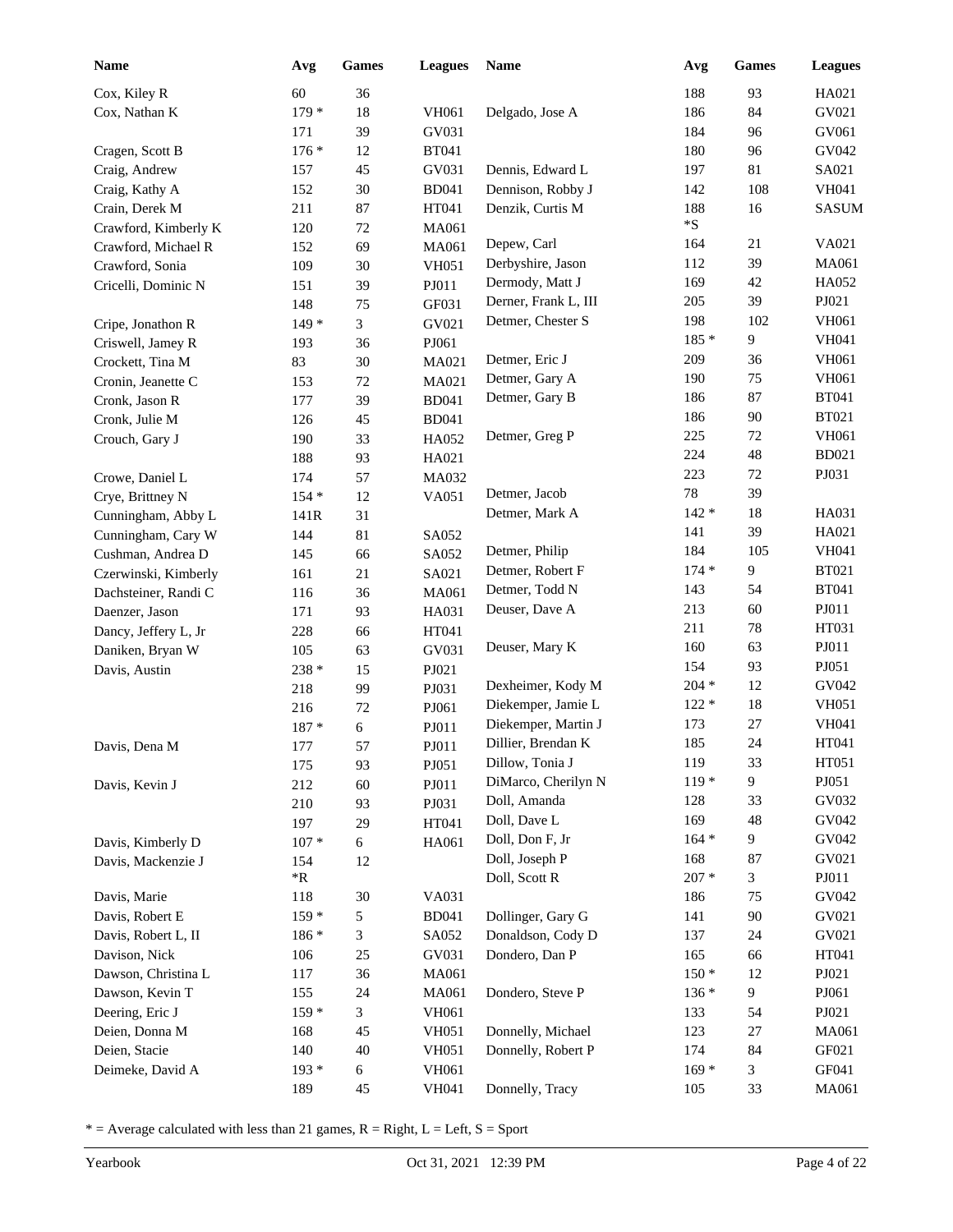| Name | Avg | Games | Leagues |
|---|---|---|---|
| Cox, Kiley R | 60 | 36 | |
| Cox, Nathan K | 179 * | 18 | VH061 |
| | 171 | 39 | GV031 |
| Cragen, Scott B | 176 * | 12 | BT041 |
| Craig, Andrew | 157 | 45 | GV031 |
| Craig, Kathy A | 152 | 30 | BD041 |
| Crain, Derek M | 211 | 87 | HT041 |
| Crawford, Kimberly K | 120 | 72 | MA061 |
| Crawford, Michael R | 152 | 69 | MA061 |
| Crawford, Sonia | 109 | 30 | VH051 |
| Cricelli, Dominic N | 151 | 39 | PJ011 |
| | 148 | 75 | GF031 |
| Cripe, Jonathon R | 149 * | 3 | GV021 |
| Criswell, Jamey R | 193 | 36 | PJ061 |
| Crockett, Tina M | 83 | 30 | MA021 |
| Cronin, Jeanette C | 153 | 72 | MA021 |
| Cronk, Jason R | 177 | 39 | BD041 |
| Cronk, Julie M | 126 | 45 | BD041 |
| Crouch, Gary J | 190 | 33 | HA052 |
| | 188 | 93 | HA021 |
| Crowe, Daniel L | 174 | 57 | MA032 |
| Crye, Brittney N | 154 * | 12 | VA051 |
| Cunningham, Abby L | 141R | 31 | |
| Cunningham, Cary W | 144 | 81 | SA052 |
| Cushman, Andrea D | 145 | 66 | SA052 |
| Czerwinski, Kimberly | 161 | 21 | SA021 |
| Dachsteiner, Randi C | 116 | 36 | MA061 |
| Daenzer, Jason | 171 | 93 | HA031 |
| Dancy, Jeffery L, Jr | 228 | 66 | HT041 |
| Daniken, Bryan W | 105 | 63 | GV031 |
| Davis, Austin | 238 * | 15 | PJ021 |
| | 218 | 99 | PJ031 |
| | 216 | 72 | PJ061 |
| | 187 * | 6 | PJ011 |
| Davis, Dena M | 177 | 57 | PJ011 |
| | 175 | 93 | PJ051 |
| Davis, Kevin J | 212 | 60 | PJ011 |
| | 210 | 93 | PJ031 |
| | 197 | 29 | HT041 |
| Davis, Kimberly D | 107 * | 6 | HA061 |
| Davis, Mackenzie J | 154 *R | 12 | |
| Davis, Marie | 118 | 30 | VA031 |
| Davis, Robert E | 159 * | 5 | BD041 |
| Davis, Robert L, II | 186 * | 3 | SA052 |
| Davison, Nick | 106 | 25 | GV031 |
| Dawson, Christina L | 117 | 36 | MA061 |
| Dawson, Kevin T | 155 | 24 | MA061 |
| Deering, Eric J | 159 * | 3 | VH061 |
| Deien, Donna M | 168 | 45 | VH051 |
| Deien, Stacie | 140 | 40 | VH051 |
| Deimeke, David A | 193 * | 6 | VH061 |
| | 189 | 45 | VH041 |
| | 188 | 93 | HA021 |
| Delgado, Jose A | 186 | 84 | GV021 |
| | 184 | 96 | GV061 |
| | 180 | 96 | GV042 |
| Dennis, Edward L | 197 | 81 | SA021 |
| Dennison, Robby J | 142 | 108 | VH041 |
| Denzik, Curtis M | 188 *S | 16 | SASUM |
| Depew, Carl | 164 | 21 | VA021 |
| Derbyshire, Jason | 112 | 39 | MA061 |
| Dermody, Matt J | 169 | 42 | HA052 |
| Derner, Frank L, III | 205 | 39 | PJ021 |
| Detmer, Chester S | 198 | 102 | VH061 |
| | 185 * | 9 | VH041 |
| Detmer, Eric J | 209 | 36 | VH061 |
| Detmer, Gary A | 190 | 75 | VH061 |
| Detmer, Gary B | 186 | 87 | BT041 |
| | 186 | 90 | BT021 |
| Detmer, Greg P | 225 | 72 | VH061 |
| | 224 | 48 | BD021 |
| | 223 | 72 | PJ031 |
| Detmer, Jacob | 78 | 39 | |
| Detmer, Mark A | 142 * | 18 | HA031 |
| | 141 | 39 | HA021 |
| Detmer, Philip | 184 | 105 | VH041 |
| Detmer, Robert F | 174 * | 9 | BT021 |
| Detmer, Todd N | 143 | 54 | BT041 |
| Deuser, Dave A | 213 | 60 | PJ011 |
| | 211 | 78 | HT031 |
| Deuser, Mary K | 160 | 63 | PJ011 |
| | 154 | 93 | PJ051 |
| Dexheimer, Kody M | 204 * | 12 | GV042 |
| Diekemper, Jamie L | 122 * | 18 | VH051 |
| Diekemper, Martin J | 173 | 27 | VH041 |
| Dillier, Brendan K | 185 | 24 | HT041 |
| Dillow, Tonia J | 119 | 33 | HT051 |
| DiMarco, Cherilyn N | 119 * | 9 | PJ051 |
| Doll, Amanda | 128 | 33 | GV032 |
| Doll, Dave L | 169 | 48 | GV042 |
| Doll, Don F, Jr | 164 * | 9 | GV042 |
| Doll, Joseph P | 168 | 87 | GV021 |
| Doll, Scott R | 207 * | 3 | PJ011 |
| | 186 | 75 | GV042 |
| Dollinger, Gary G | 141 | 90 | GV021 |
| Donaldson, Cody D | 137 | 24 | GV021 |
| Dondero, Dan P | 165 | 66 | HT041 |
| | 150 * | 12 | PJ021 |
| Dondero, Steve P | 136 * | 9 | PJ061 |
| | 133 | 54 | PJ021 |
| Donnelly, Michael | 123 | 27 | MA061 |
| Donnelly, Robert P | 174 | 84 | GF021 |
| | 169 * | 3 | GF041 |
| Donnelly, Tracy | 105 | 33 | MA061 |

\* = Average calculated with less than 21 games, R = Right, L = Left, S = Sport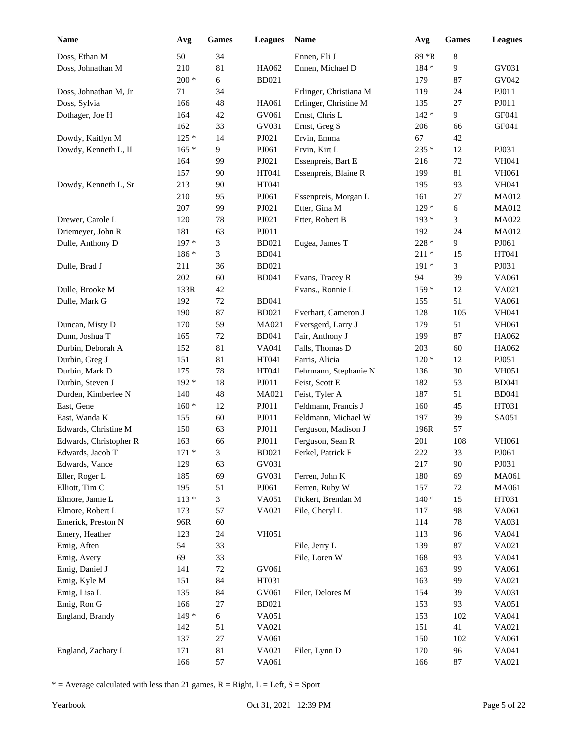| Name | Avg | Games | Leagues |
|---|---|---|---|
| Doss, Ethan M | 50 | 34 | |
| Doss, Johnathan M | 210 | 81 | HA062 |
| | 200 * | 6 | BD021 |
| Doss, Johnathan M, Jr | 71 | 34 | |
| Doss, Sylvia | 166 | 48 | HA061 |
| Dothager, Joe H | 164 | 42 | GV061 |
| | 162 | 33 | GV031 |
| Dowdy, Kaitlyn M | 125 * | 14 | PJ021 |
| Dowdy, Kenneth L, II | 165 * | 9 | PJ061 |
| | 164 | 99 | PJ021 |
| | 157 | 90 | HT041 |
| Dowdy, Kenneth L, Sr | 213 | 90 | HT041 |
| | 210 | 95 | PJ061 |
| | 207 | 99 | PJ021 |
| Drewer, Carole L | 120 | 78 | PJ021 |
| Driemeyer, John R | 181 | 63 | PJ011 |
| Dulle, Anthony D | 197 * | 3 | BD021 |
| | 186 * | 3 | BD041 |
| Dulle, Brad J | 211 | 36 | BD021 |
| | 202 | 60 | BD041 |
| Dulle, Brooke M | 133R | 42 | |
| Dulle, Mark G | 192 | 72 | BD041 |
| | 190 | 87 | BD021 |
| Duncan, Misty D | 170 | 59 | MA021 |
| Dunn, Joshua T | 165 | 72 | BD041 |
| Durbin, Deborah A | 152 | 81 | VA041 |
| Durbin, Greg J | 151 | 81 | HT041 |
| Durbin, Mark D | 175 | 78 | HT041 |
| Durbin, Steven J | 192 * | 18 | PJ011 |
| Durden, Kimberlee N | 140 | 48 | MA021 |
| East, Gene | 160 * | 12 | PJ011 |
| East, Wanda K | 155 | 60 | PJ011 |
| Edwards, Christine M | 150 | 63 | PJ011 |
| Edwards, Christopher R | 163 | 66 | PJ011 |
| Edwards, Jacob T | 171 * | 3 | BD021 |
| Edwards, Vance | 129 | 63 | GV031 |
| Eller, Roger L | 185 | 69 | GV031 |
| Elliott, Tim C | 195 | 51 | PJ061 |
| Elmore, Jamie L | 113 * | 3 | VA051 |
| Elmore, Robert L | 173 | 57 | VA021 |
| Emerick, Preston N | 96R | 60 | |
| Emery, Heather | 123 | 24 | VH051 |
| Emig, Aften | 54 | 33 | |
| Emig, Avery | 69 | 33 | |
| Emig, Daniel J | 141 | 72 | GV061 |
| Emig, Kyle M | 151 | 84 | HT031 |
| Emig, Lisa L | 135 | 84 | GV061 |
| Emig, Ron G | 166 | 27 | BD021 |
| England, Brandy | 149 * | 6 | VA051 |
| | 142 | 51 | VA021 |
| | 137 | 27 | VA061 |
| England, Zachary L | 171 | 81 | VA021 |
| | 166 | 57 | VA061 |
| Ennen, Eli J | 89 *R | 8 | |
| Ennen, Michael D | 184 * | 9 | GV031 |
| | 179 | 87 | GV042 |
| Erlinger, Christiana M | 119 | 24 | PJ011 |
| Erlinger, Christine M | 135 | 27 | PJ011 |
| Ernst, Chris L | 142 * | 9 | GF041 |
| Ernst, Greg S | 206 | 66 | GF041 |
| Ervin, Emma | 67 | 42 | |
| Ervin, Kirt L | 235 * | 12 | PJ031 |
| Essenpreis, Bart E | 216 | 72 | VH041 |
| Essenpreis, Blaine R | 199 | 81 | VH061 |
| | 195 | 93 | VH041 |
| Essenpreis, Morgan L | 161 | 27 | MA012 |
| Etter, Gina M | 129 * | 6 | MA012 |
| Etter, Robert B | 193 * | 3 | MA022 |
| | 192 | 24 | MA012 |
| Eugea, James T | 228 * | 9 | PJ061 |
| | 211 * | 15 | HT041 |
| | 191 * | 3 | PJ031 |
| Evans, Tracey R | 94 | 39 | VA061 |
| Evans., Ronnie L | 159 * | 12 | VA021 |
| | 155 | 51 | VA061 |
| Everhart, Cameron J | 128 | 105 | VH041 |
| Eversgerd, Larry J | 179 | 51 | VH061 |
| Fair, Anthony J | 199 | 87 | HA062 |
| Falls, Thomas D | 203 | 60 | HA062 |
| Farris, Alicia | 120 * | 12 | PJ051 |
| Fehrmann, Stephanie N | 136 | 30 | VH051 |
| Feist, Scott E | 182 | 53 | BD041 |
| Feist, Tyler A | 187 | 51 | BD041 |
| Feldmann, Francis J | 160 | 45 | HT031 |
| Feldmann, Michael W | 197 | 39 | SA051 |
| Ferguson, Madison J | 196R | 57 | |
| Ferguson, Sean R | 201 | 108 | VH061 |
| Ferkel, Patrick F | 222 | 33 | PJ061 |
| | 217 | 90 | PJ031 |
| Ferren, John K | 180 | 69 | MA061 |
| Ferren, Ruby W | 157 | 72 | MA061 |
| Fickert, Brendan M | 140 * | 15 | HT031 |
| File, Cheryl L | 117 | 98 | VA061 |
| | 114 | 78 | VA031 |
| | 113 | 96 | VA041 |
| File, Jerry L | 139 | 87 | VA021 |
| File, Loren W | 168 | 93 | VA041 |
| | 163 | 99 | VA061 |
| | 163 | 99 | VA021 |
| Filer, Delores M | 154 | 39 | VA031 |
| | 153 | 93 | VA051 |
| | 153 | 102 | VA041 |
| | 151 | 41 | VA021 |
| | 150 | 102 | VA061 |
| Filer, Lynn D | 170 | 96 | VA041 |
| | 166 | 87 | VA021 |

* = Average calculated with less than 21 games, R = Right, L = Left, S = Sport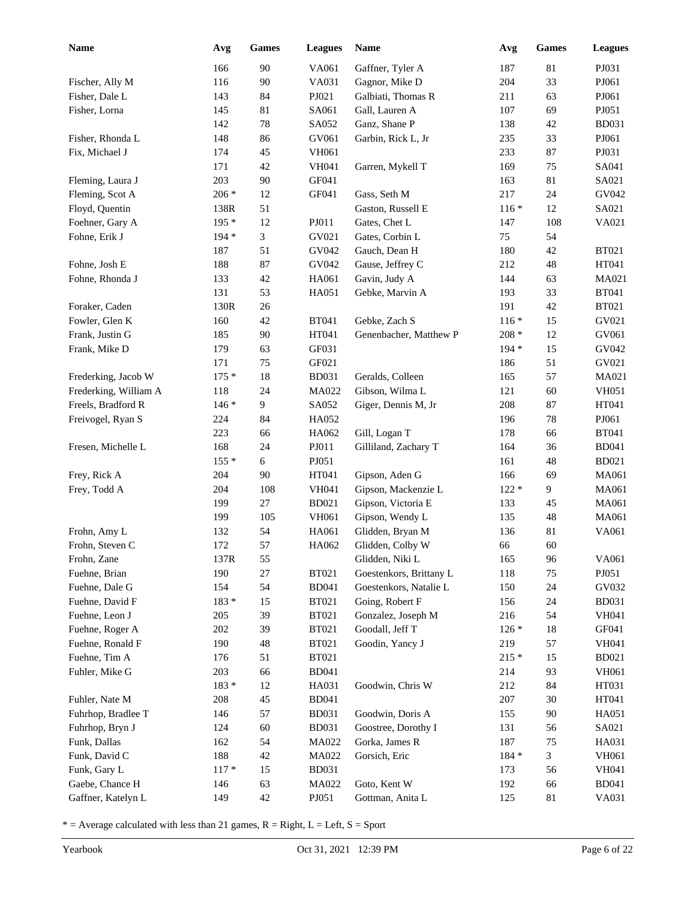| Name | Avg | Games | Leagues |
|---|---|---|---|
| | 166 | 90 | VA061 |
| Fischer, Ally M | 116 | 90 | VA031 |
| Fisher, Dale L | 143 | 84 | PJ021 |
| Fisher, Lorna | 145 | 81 | SA061 |
| | 142 | 78 | SA052 |
| Fisher, Rhonda L | 148 | 86 | GV061 |
| Fix, Michael J | 174 | 45 | VH061 |
| | 171 | 42 | VH041 |
| Fleming, Laura J | 203 | 90 | GF041 |
| Fleming, Scot A | 206 * | 12 | GF041 |
| Floyd, Quentin | 138R | 51 | |
| Foehner, Gary A | 195 * | 12 | PJ011 |
| Fohne, Erik J | 194 * | 3 | GV021 |
| | 187 | 51 | GV042 |
| Fohne, Josh E | 188 | 87 | GV042 |
| Fohne, Rhonda J | 133 | 42 | HA061 |
| | 131 | 53 | HA051 |
| Foraker, Caden | 130R | 26 | |
| Fowler, Glen K | 160 | 42 | BT041 |
| Frank, Justin G | 185 | 90 | HT041 |
| Frank, Mike D | 179 | 63 | GF031 |
| | 171 | 75 | GF021 |
| Frederking, Jacob W | 175 * | 18 | BD031 |
| Frederking, William A | 118 | 24 | MA022 |
| Freels, Bradford R | 146 * | 9 | SA052 |
| Freivogel, Ryan S | 224 | 84 | HA052 |
| | 223 | 66 | HA062 |
| Fresen, Michelle L | 168 | 24 | PJ011 |
| | 155 * | 6 | PJ051 |
| Frey, Rick A | 204 | 90 | HT041 |
| Frey, Todd A | 204 | 108 | VH041 |
| | 199 | 27 | BD021 |
| | 199 | 105 | VH061 |
| Frohn, Amy L | 132 | 54 | HA061 |
| Frohn, Steven C | 172 | 57 | HA062 |
| Frohn, Zane | 137R | 55 | |
| Fuehne, Brian | 190 | 27 | BT021 |
| Fuehne, Dale G | 154 | 54 | BD041 |
| Fuehne, David F | 183 * | 15 | BT021 |
| Fuehne, Leon J | 205 | 39 | BT021 |
| Fuehne, Roger A | 202 | 39 | BT021 |
| Fuehne, Ronald F | 190 | 48 | BT021 |
| Fuehne, Tim A | 176 | 51 | BT021 |
| Fuhler, Mike G | 203 | 66 | BD041 |
| | 183 * | 12 | HA031 |
| Fuhler, Nate M | 208 | 45 | BD041 |
| Fuhrhop, Bradlee T | 146 | 57 | BD031 |
| Fuhrhop, Bryn J | 124 | 60 | BD031 |
| Funk, Dallas | 162 | 54 | MA022 |
| Funk, David C | 188 | 42 | MA022 |
| Funk, Gary L | 117 * | 15 | BD031 |
| Gaebe, Chance H | 146 | 63 | MA022 |
| Gaffner, Katelyn L | 149 | 42 | PJ051 |
| Gaffner, Tyler A | 187 | 81 | PJ031 |
| Gagnor, Mike D | 204 | 33 | PJ061 |
| Galbiati, Thomas R | 211 | 63 | PJ061 |
| Gall, Lauren A | 107 | 69 | PJ051 |
| Ganz, Shane P | 138 | 42 | BD031 |
| Garbin, Rick L, Jr | 235 | 33 | PJ061 |
| | 233 | 87 | PJ031 |
| Garren, Mykell T | 169 | 75 | SA041 |
| | 163 | 81 | SA021 |
| Gass, Seth M | 217 | 24 | GV042 |
| Gaston, Russell E | 116 * | 12 | SA021 |
| Gates, Chet L | 147 | 108 | VA021 |
| Gates, Corbin L | 75 | 54 | |
| Gauch, Dean H | 180 | 42 | BT021 |
| Gause, Jeffrey C | 212 | 48 | HT041 |
| Gavin, Judy A | 144 | 63 | MA021 |
| Gebke, Marvin A | 193 | 33 | BT041 |
| | 191 | 42 | BT021 |
| Gebke, Zach S | 116 * | 15 | GV021 |
| Genenbacher, Matthew P | 208 * | 12 | GV061 |
| | 194 * | 15 | GV042 |
| | 186 | 51 | GV021 |
| Geralds, Colleen | 165 | 57 | MA021 |
| Gibson, Wilma L | 121 | 60 | VH051 |
| Giger, Dennis M, Jr | 208 | 87 | HT041 |
| | 196 | 78 | PJ061 |
| Gill, Logan T | 178 | 66 | BT041 |
| Gilliland, Zachary T | 164 | 36 | BD041 |
| | 161 | 48 | BD021 |
| Gipson, Aden G | 166 | 69 | MA061 |
| Gipson, Mackenzie L | 122 * | 9 | MA061 |
| Gipson, Victoria E | 133 | 45 | MA061 |
| Gipson, Wendy L | 135 | 48 | MA061 |
| Glidden, Bryan M | 136 | 81 | VA061 |
| Glidden, Colby W | 66 | 60 | |
| Glidden, Niki L | 165 | 96 | VA061 |
| Goestenkors, Brittany L | 118 | 75 | PJ051 |
| Goestenkors, Natalie L | 150 | 24 | GV032 |
| Going, Robert F | 156 | 24 | BD031 |
| Gonzalez, Joseph M | 216 | 54 | VH041 |
| Goodall, Jeff T | 126 * | 18 | GF041 |
| Goodin, Yancy J | 219 | 57 | VH041 |
| | 215 * | 15 | BD021 |
| | 214 | 93 | VH061 |
| Goodwin, Chris W | 212 | 84 | HT031 |
| | 207 | 30 | HT041 |
| Goodwin, Doris A | 155 | 90 | HA051 |
| Goostree, Dorothy I | 131 | 56 | SA021 |
| Gorka, James R | 187 | 75 | HA031 |
| Gorsich, Eric | 184 * | 3 | VH061 |
| | 173 | 56 | VH041 |
| Goto, Kent W | 192 | 66 | BD041 |
| Gottman, Anita L | 125 | 81 | VA031 |

* = Average calculated with less than 21 games, R = Right, L = Left, S = Sport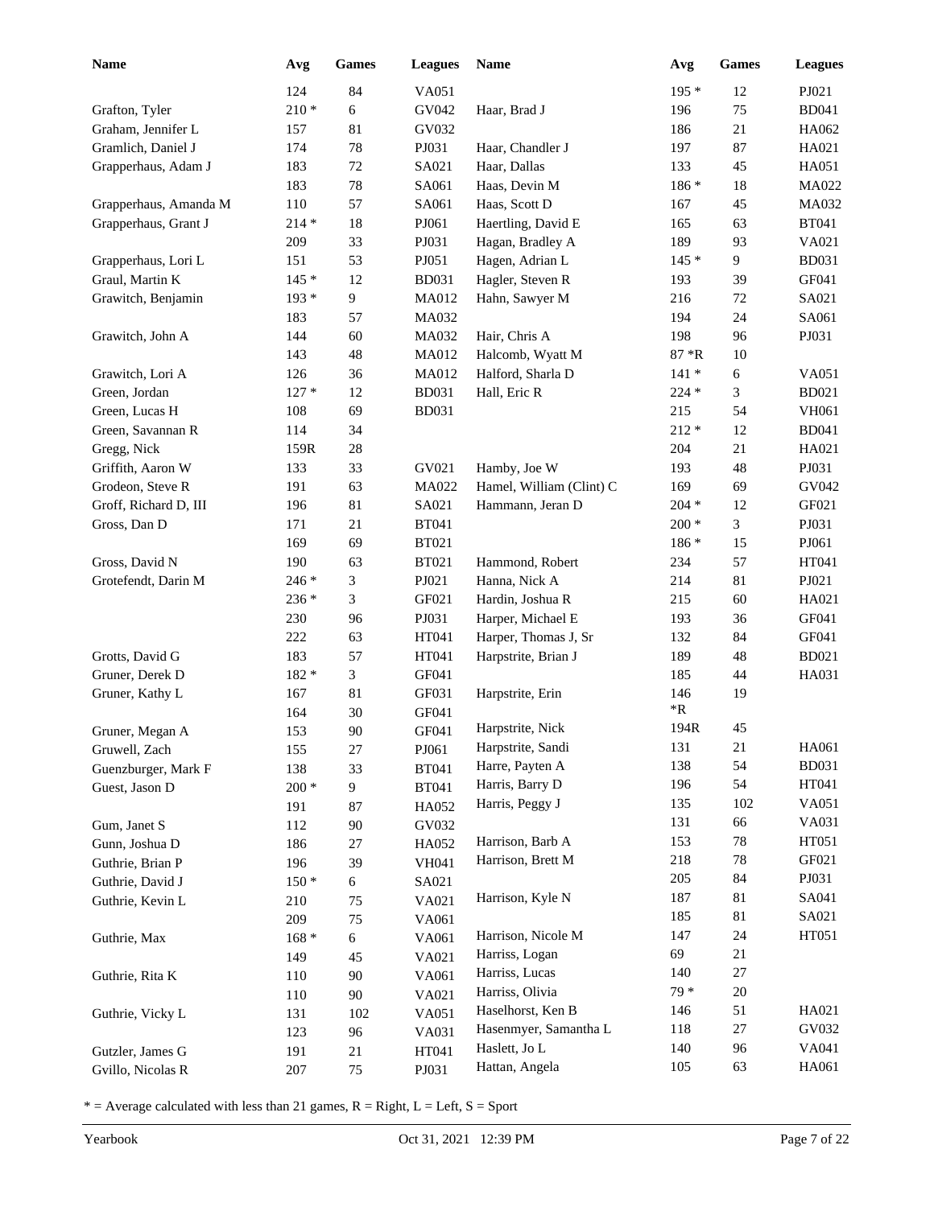| Name | Avg | Games | Leagues |
|---|---|---|---|
| | 124 | 84 | VA051 |
| Grafton, Tyler | 210 * | 6 | GV042 |
| Graham, Jennifer L | 157 | 81 | GV032 |
| Gramlich, Daniel J | 174 | 78 | PJ031 |
| Grapperhaus, Adam J | 183 | 72 | SA021 |
| | 183 | 78 | SA061 |
| Grapperhaus, Amanda M | 110 | 57 | SA061 |
| Grapperhaus, Grant J | 214 * | 18 | PJ061 |
| | 209 | 33 | PJ031 |
| Grapperhaus, Lori L | 151 | 53 | PJ051 |
| Graul, Martin K | 145 * | 12 | BD031 |
| Grawitch, Benjamin | 193 * | 9 | MA012 |
| | 183 | 57 | MA032 |
| Grawitch, John A | 144 | 60 | MA032 |
| | 143 | 48 | MA012 |
| Grawitch, Lori A | 126 | 36 | MA012 |
| Green, Jordan | 127 * | 12 | BD031 |
| Green, Lucas H | 108 | 69 | BD031 |
| Green, Savannan R | 114 | 34 | |
| Gregg, Nick | 159R | 28 | |
| Griffith, Aaron W | 133 | 33 | GV021 |
| Grodeon, Steve R | 191 | 63 | MA022 |
| Groff, Richard D, III | 196 | 81 | SA021 |
| Gross, Dan D | 171 | 21 | BT041 |
| | 169 | 69 | BT021 |
| Gross, David N | 190 | 63 | BT021 |
| Grotefendt, Darin M | 246 * | 3 | PJ021 |
| | 236 * | 3 | GF021 |
| | 230 | 96 | PJ031 |
| | 222 | 63 | HT041 |
| Grotts, David G | 183 | 57 | HT041 |
| Gruner, Derek D | 182 * | 3 | GF041 |
| Gruner, Kathy L | 167 | 81 | GF031 |
| | 164 | 30 | GF041 |
| Gruner, Megan A | 153 | 90 | GF041 |
| Gruwell, Zach | 155 | 27 | PJ061 |
| Guenzburger, Mark F | 138 | 33 | BT041 |
| Guest, Jason D | 200 * | 9 | BT041 |
| | 191 | 87 | HA052 |
| Gum, Janet S | 112 | 90 | GV032 |
| Gunn, Joshua D | 186 | 27 | HA052 |
| Guthrie, Brian P | 196 | 39 | VH041 |
| Guthrie, David J | 150 * | 6 | SA021 |
| Guthrie, Kevin L | 210 | 75 | VA021 |
| | 209 | 75 | VA061 |
| Guthrie, Max | 168 * | 6 | VA061 |
| | 149 | 45 | VA021 |
| Guthrie, Rita K | 110 | 90 | VA061 |
| | 110 | 90 | VA021 |
| Guthrie, Vicky L | 131 | 102 | VA051 |
| | 123 | 96 | VA031 |
| Gutzler, James G | 191 | 21 | HT041 |
| Gvillo, Nicolas R | 207 | 75 | PJ031 |
| | 195 * | 12 | PJ021 |
| Haar, Brad J | 196 | 75 | BD041 |
| | 186 | 21 | HA062 |
| Haar, Chandler J | 197 | 87 | HA021 |
| Haar, Dallas | 133 | 45 | HA051 |
| Haas, Devin M | 186 * | 18 | MA022 |
| Haas, Scott D | 167 | 45 | MA032 |
| Haertling, David E | 165 | 63 | BT041 |
| Hagan, Bradley A | 189 | 93 | VA021 |
| Hagen, Adrian L | 145 * | 9 | BD031 |
| Hagler, Steven R | 193 | 39 | GF041 |
| Hahn, Sawyer M | 216 | 72 | SA021 |
| | 194 | 24 | SA061 |
| Hair, Chris A | 198 | 96 | PJ031 |
| Halcomb, Wyatt M | 87 *R | 10 | |
| Halford, Sharla D | 141 * | 6 | VA051 |
| Hall, Eric R | 224 * | 3 | BD021 |
| | 215 | 54 | VH061 |
| | 212 * | 12 | BD041 |
| | 204 | 21 | HA021 |
| Hamby, Joe W | 193 | 48 | PJ031 |
| Hamel, William (Clint) C | 169 | 69 | GV042 |
| Hammann, Jeran D | 204 * | 12 | GF021 |
| | 200 * | 3 | PJ031 |
| | 186 * | 15 | PJ061 |
| Hammond, Robert | 234 | 57 | HT041 |
| Hanna, Nick A | 214 | 81 | PJ021 |
| Hardin, Joshua R | 215 | 60 | HA021 |
| Harper, Michael E | 193 | 36 | GF041 |
| Harper, Thomas J, Sr | 132 | 84 | GF041 |
| Harpstrite, Brian J | 189 | 48 | BD021 |
| | 185 | 44 | HA031 |
| Harpstrite, Erin | 146 *R | 19 | |
| Harpstrite, Nick | 194R | 45 | |
| Harpstrite, Sandi | 131 | 21 | HA061 |
| Harre, Payten A | 138 | 54 | BD031 |
| Harris, Barry D | 196 | 54 | HT041 |
| Harris, Peggy J | 135 | 102 | VA051 |
| | 131 | 66 | VA031 |
| Harrison, Barb A | 153 | 78 | HT051 |
| Harrison, Brett M | 218 | 78 | GF021 |
| | 205 | 84 | PJ031 |
| Harrison, Kyle N | 187 | 81 | SA041 |
| | 185 | 81 | SA021 |
| Harrison, Nicole M | 147 | 24 | HT051 |
| Harriss, Logan | 69 | 21 | |
| Harriss, Lucas | 140 | 27 | |
| Harriss, Olivia | 79 * | 20 | |
| Haselhorst, Ken B | 146 | 51 | HA021 |
| Hasenmyer, Samantha L | 118 | 27 | GV032 |
| Haslett, Jo L | 140 | 96 | VA041 |
| Hattan, Angela | 105 | 63 | HA061 |

* = Average calculated with less than 21 games, R = Right, L = Left, S = Sport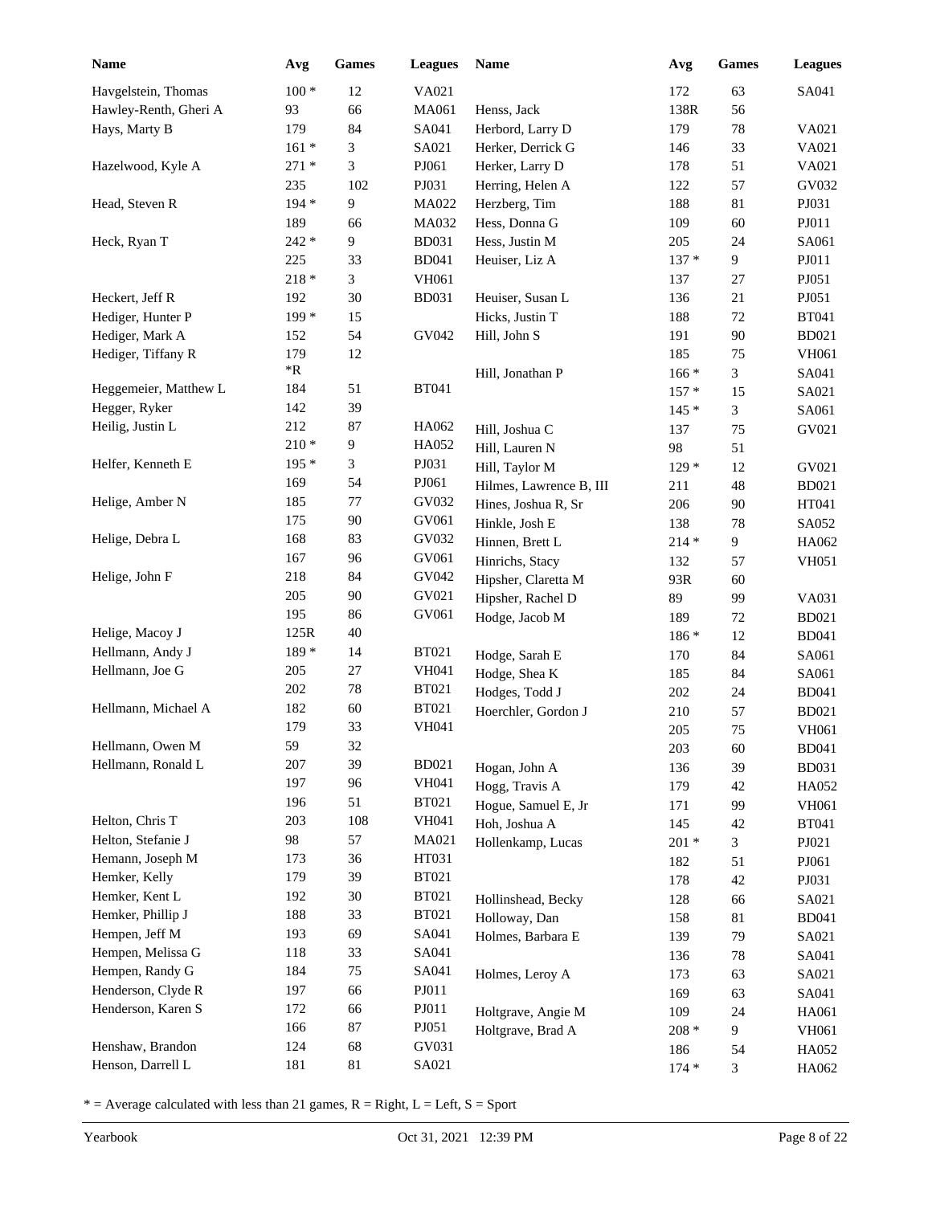| Name | Avg | Games | Leagues |
|---|---|---|---|
| Havgelstein, Thomas | 100 * | 12 | VA021 |
| Hawley-Renth, Gheri A | 93 | 66 | MA061 |
| Hays, Marty B | 179 | 84 | SA041 |
| | 161 * | 3 | SA021 |
| Hazelwood, Kyle A | 271 * | 3 | PJ061 |
| | 235 | 102 | PJ031 |
| Head, Steven R | 194 * | 9 | MA022 |
| | 189 | 66 | MA032 |
| Heck, Ryan T | 242 * | 9 | BD031 |
| | 225 | 33 | BD041 |
| | 218 * | 3 | VH061 |
| Heckert, Jeff R | 192 | 30 | BD031 |
| Hediger, Hunter P | 199 * | 15 | |
| Hediger, Mark A | 152 | 54 | GV042 |
| Hediger, Tiffany R | 179 *R | 12 | |
| Heggemeier, Matthew L | 184 | 51 | BT041 |
| Hegger, Ryker | 142 | 39 | |
| Heilig, Justin L | 212 | 87 | HA062 |
| | 210 * | 9 | HA052 |
| Helfer, Kenneth E | 195 * | 3 | PJ031 |
| | 169 | 54 | PJ061 |
| Helige, Amber N | 185 | 77 | GV032 |
| | 175 | 90 | GV061 |
| Helige, Debra L | 168 | 83 | GV032 |
| | 167 | 96 | GV061 |
| Helige, John F | 218 | 84 | GV042 |
| | 205 | 90 | GV021 |
| | 195 | 86 | GV061 |
| Helige, Macoy J | 125R | 40 | |
| Hellmann, Andy J | 189 * | 14 | BT021 |
| Hellmann, Joe G | 205 | 27 | VH041 |
| | 202 | 78 | BT021 |
| Hellmann, Michael A | 182 | 60 | BT021 |
| | 179 | 33 | VH041 |
| Hellmann, Owen M | 59 | 32 | |
| Hellmann, Ronald L | 207 | 39 | BD021 |
| | 197 | 96 | VH041 |
| | 196 | 51 | BT021 |
| Helton, Chris T | 203 | 108 | VH041 |
| Helton, Stefanie J | 98 | 57 | MA021 |
| Hemann, Joseph M | 173 | 36 | HT031 |
| Hemker, Kelly | 179 | 39 | BT021 |
| Hemker, Kent L | 192 | 30 | BT021 |
| Hemker, Phillip J | 188 | 33 | BT021 |
| Hempen, Jeff M | 193 | 69 | SA041 |
| Hempen, Melissa G | 118 | 33 | SA041 |
| Hempen, Randy G | 184 | 75 | SA041 |
| Henderson, Clyde R | 197 | 66 | PJ011 |
| Henderson, Karen S | 172 | 66 | PJ011 |
| | 166 | 87 | PJ051 |
| Henshaw, Brandon | 124 | 68 | GV031 |
| Henson, Darrell L | 181 | 81 | SA021 |
| | 172 | 63 | SA041 |
| Henss, Jack | 138R | 56 | |
| Herbord, Larry D | 179 | 78 | VA021 |
| Herker, Derrick G | 146 | 33 | VA021 |
| Herker, Larry D | 178 | 51 | VA021 |
| Herring, Helen A | 122 | 57 | GV032 |
| Herzberg, Tim | 188 | 81 | PJ031 |
| Hess, Donna G | 109 | 60 | PJ011 |
| Hess, Justin M | 205 | 24 | SA061 |
| Heuiser, Liz A | 137 * | 9 | PJ011 |
| | 137 | 27 | PJ051 |
| Heuiser, Susan L | 136 | 21 | PJ051 |
| Hicks, Justin T | 188 | 72 | BT041 |
| Hill, John S | 191 | 90 | BD021 |
| | 185 | 75 | VH061 |
| Hill, Jonathan P | 166 * | 3 | SA041 |
| | 157 * | 15 | SA021 |
| | 145 * | 3 | SA061 |
| Hill, Joshua C | 137 | 75 | GV021 |
| Hill, Lauren N | 98 | 51 | |
| Hill, Taylor M | 129 * | 12 | GV021 |
| Hilmes, Lawrence B, III | 211 | 48 | BD021 |
| Hines, Joshua R, Sr | 206 | 90 | HT041 |
| Hinkle, Josh E | 138 | 78 | SA052 |
| Hinnen, Brett L | 214 * | 9 | HA062 |
| Hinrichs, Stacy | 132 | 57 | VH051 |
| Hipsher, Claretta M | 93R | 60 | |
| Hipsher, Rachel D | 89 | 99 | VA031 |
| Hodge, Jacob M | 189 | 72 | BD021 |
| | 186 * | 12 | BD041 |
| Hodge, Sarah E | 170 | 84 | SA061 |
| Hodge, Shea K | 185 | 84 | SA061 |
| Hodges, Todd J | 202 | 24 | BD041 |
| Hoerchler, Gordon J | 210 | 57 | BD021 |
| | 205 | 75 | VH061 |
| | 203 | 60 | BD041 |
| Hogan, John A | 136 | 39 | BD031 |
| Hogg, Travis A | 179 | 42 | HA052 |
| Hogue, Samuel E, Jr | 171 | 99 | VH061 |
| Hoh, Joshua A | 145 | 42 | BT041 |
| Hollenkamp, Lucas | 201 * | 3 | PJ021 |
| | 182 | 51 | PJ061 |
| | 178 | 42 | PJ031 |
| Hollinshead, Becky | 128 | 66 | SA021 |
| Holloway, Dan | 158 | 81 | BD041 |
| Holmes, Barbara E | 139 | 79 | SA021 |
| | 136 | 78 | SA041 |
| Holmes, Leroy A | 173 | 63 | SA021 |
| | 169 | 63 | SA041 |
| Holtgrave, Angie M | 109 | 24 | HA061 |
| Holtgrave, Brad A | 208 * | 9 | VH061 |
| | 186 | 54 | HA052 |
| | 174 * | 3 | HA062 |

* = Average calculated with less than 21 games, R = Right, L = Left, S = Sport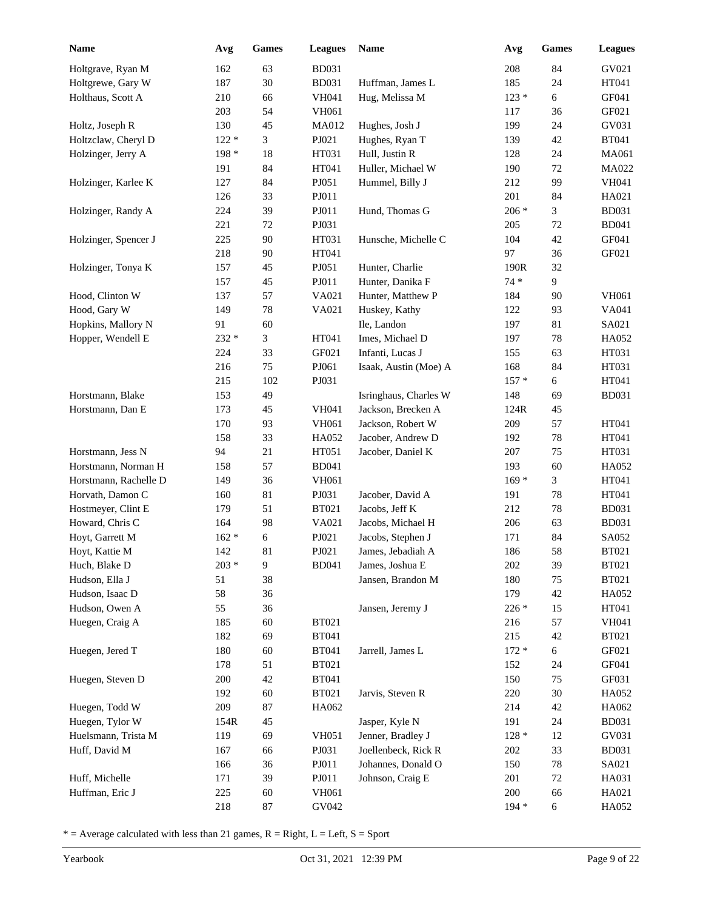| Name | Avg | Games | Leagues |
|---|---|---|---|
| Holtgrave, Ryan M | 162 | 63 | BD031 |
| Holtgrewe, Gary W | 187 | 30 | BD031 |
| Holthaus, Scott A | 210 | 66 | VH041 |
| | 203 | 54 | VH061 |
| Holtz, Joseph R | 130 | 45 | MA012 |
| Holtzclaw, Cheryl D | 122 * | 3 | PJ021 |
| Holzinger, Jerry A | 198 * | 18 | HT031 |
| | 191 | 84 | HT041 |
| Holzinger, Karlee K | 127 | 84 | PJ051 |
| | 126 | 33 | PJ011 |
| Holzinger, Randy A | 224 | 39 | PJ011 |
| | 221 | 72 | PJ031 |
| Holzinger, Spencer J | 225 | 90 | HT031 |
| | 218 | 90 | HT041 |
| Holzinger, Tonya K | 157 | 45 | PJ051 |
| | 157 | 45 | PJ011 |
| Hood, Clinton W | 137 | 57 | VA021 |
| Hood, Gary W | 149 | 78 | VA021 |
| Hopkins, Mallory N | 91 | 60 | |
| Hopper, Wendell E | 232 * | 3 | HT041 |
| | 224 | 33 | GF021 |
| | 216 | 75 | PJ061 |
| | 215 | 102 | PJ031 |
| Horstmann, Blake | 153 | 49 | |
| Horstmann, Dan E | 173 | 45 | VH041 |
| | 170 | 93 | VH061 |
| | 158 | 33 | HA052 |
| Horstmann, Jess N | 94 | 21 | HT051 |
| Horstmann, Norman H | 158 | 57 | BD041 |
| Horstmann, Rachelle D | 149 | 36 | VH061 |
| Horvath, Damon C | 160 | 81 | PJ031 |
| Hostmeyer, Clint E | 179 | 51 | BT021 |
| Howard, Chris C | 164 | 98 | VA021 |
| Hoyt, Garrett M | 162 * | 6 | PJ021 |
| Hoyt, Kattie M | 142 | 81 | PJ021 |
| Huch, Blake D | 203 * | 9 | BD041 |
| Hudson, Ella J | 51 | 38 | |
| Hudson, Isaac D | 58 | 36 | |
| Hudson, Owen A | 55 | 36 | |
| Huegen, Craig A | 185 | 60 | BT021 |
| | 182 | 69 | BT041 |
| Huegen, Jered T | 180 | 60 | BT041 |
| | 178 | 51 | BT021 |
| Huegen, Steven D | 200 | 42 | BT041 |
| | 192 | 60 | BT021 |
| Huegen, Todd W | 209 | 87 | HA062 |
| Huegen, Tylor W | 154R | 45 | |
| Huelsmann, Trista M | 119 | 69 | VH051 |
| Huff, David M | 167 | 66 | PJ031 |
| | 166 | 36 | PJ011 |
| Huff, Michelle | 171 | 39 | PJ011 |
| Huffman, Eric J | 225 | 60 | VH061 |
| | 218 | 87 | GV042 |
| | 208 | 84 | GV021 |
| Huffman, James L | 185 | 24 | HT041 |
| Hug, Melissa M | 123 * | 6 | GF041 |
| | 117 | 36 | GF021 |
| Hughes, Josh J | 199 | 24 | GV031 |
| Hughes, Ryan T | 139 | 42 | BT041 |
| Hull, Justin R | 128 | 24 | MA061 |
| Huller, Michael W | 190 | 72 | MA022 |
| Hummel, Billy J | 212 | 99 | VH041 |
| | 201 | 84 | HA021 |
| Hund, Thomas G | 206 * | 3 | BD031 |
| | 205 | 72 | BD041 |
| Hunsche, Michelle C | 104 | 42 | GF041 |
| | 97 | 36 | GF021 |
| Hunter, Charlie | 190R | 32 | |
| Hunter, Danika F | 74 * | 9 | |
| Hunter, Matthew P | 184 | 90 | VH061 |
| Huskey, Kathy | 122 | 93 | VA041 |
| Ile, Landon | 197 | 81 | SA021 |
| Imes, Michael D | 197 | 78 | HA052 |
| Infanti, Lucas J | 155 | 63 | HT031 |
| Isaak, Austin (Moe) A | 168 | 84 | HT031 |
| | 157 * | 6 | HT041 |
| Isringhaus, Charles W | 148 | 69 | BD031 |
| Jackson, Brecken A | 124R | 45 | |
| Jackson, Robert W | 209 | 57 | HT041 |
| Jacober, Andrew D | 192 | 78 | HT041 |
| Jacober, Daniel K | 207 | 75 | HT031 |
| | 193 | 60 | HA052 |
| | 169 * | 3 | HT041 |
| Jacober, David A | 191 | 78 | HT041 |
| Jacobs, Jeff K | 212 | 78 | BD031 |
| Jacobs, Michael H | 206 | 63 | BD031 |
| Jacobs, Stephen J | 171 | 84 | SA052 |
| James, Jebadiah A | 186 | 58 | BT021 |
| James, Joshua E | 202 | 39 | BT021 |
| Jansen, Brandon M | 180 | 75 | BT021 |
| | 179 | 42 | HA052 |
| Jansen, Jeremy J | 226 * | 15 | HT041 |
| | 216 | 57 | VH041 |
| | 215 | 42 | BT021 |
| Jarrell, James L | 172 * | 6 | GF021 |
| | 152 | 24 | GF041 |
| | 150 | 75 | GF031 |
| Jarvis, Steven R | 220 | 30 | HA052 |
| | 214 | 42 | HA062 |
| Jasper, Kyle N | 191 | 24 | BD031 |
| Jenner, Bradley J | 128 * | 12 | GV031 |
| Joellenbeck, Rick R | 202 | 33 | BD031 |
| Johannes, Donald O | 150 | 78 | SA021 |
| Johnson, Craig E | 201 | 72 | HA031 |
| | 200 | 66 | HA021 |
| | 194 * | 6 | HA052 |

* = Average calculated with less than 21 games, R = Right, L = Left, S = Sport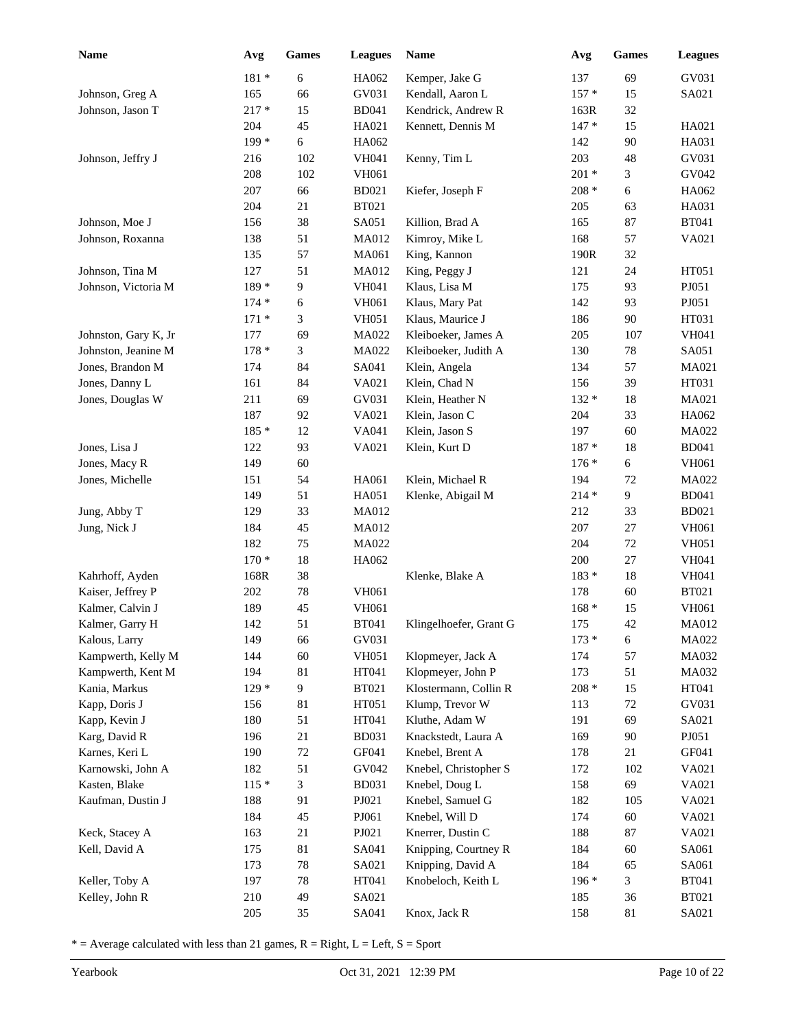| Name | Avg | Games | Leagues | Name | Avg | Games | Leagues |
|---|---|---|---|---|---|---|---|
| | 181 * | 6 | HA062 | Kemper, Jake G | 137 | 69 | GV031 |
| Johnson, Greg A | 165 | 66 | GV031 | Kendall, Aaron L | 157 * | 15 | SA021 |
| Johnson, Jason T | 217 * | 15 | BD041 | Kendrick, Andrew R | 163R | 32 | |
| | 204 | 45 | HA021 | Kennett, Dennis M | 147 * | 15 | HA021 |
| | 199 * | 6 | HA062 | | 142 | 90 | HA031 |
| Johnson, Jeffry J | 216 | 102 | VH041 | Kenny, Tim L | 203 | 48 | GV031 |
| | 208 | 102 | VH061 | | 201 * | 3 | GV042 |
| | 207 | 66 | BD021 | Kiefer, Joseph F | 208 * | 6 | HA062 |
| | 204 | 21 | BT021 | | 205 | 63 | HA031 |
| Johnson, Moe J | 156 | 38 | SA051 | Killion, Brad A | 165 | 87 | BT041 |
| Johnson, Roxanna | 138 | 51 | MA012 | Kimroy, Mike L | 168 | 57 | VA021 |
| | 135 | 57 | MA061 | King, Kannon | 190R | 32 | |
| Johnson, Tina M | 127 | 51 | MA012 | King, Peggy J | 121 | 24 | HT051 |
| Johnson, Victoria M | 189 * | 9 | VH041 | Klaus, Lisa M | 175 | 93 | PJ051 |
| | 174 * | 6 | VH061 | Klaus, Mary Pat | 142 | 93 | PJ051 |
| | 171 * | 3 | VH051 | Klaus, Maurice J | 186 | 90 | HT031 |
| Johnston, Gary K, Jr | 177 | 69 | MA022 | Kleiboeker, James A | 205 | 107 | VH041 |
| Johnston, Jeanine M | 178 * | 3 | MA022 | Kleiboeker, Judith A | 130 | 78 | SA051 |
| Jones, Brandon M | 174 | 84 | SA041 | Klein, Angela | 134 | 57 | MA021 |
| Jones, Danny L | 161 | 84 | VA021 | Klein, Chad N | 156 | 39 | HT031 |
| Jones, Douglas W | 211 | 69 | GV031 | Klein, Heather N | 132 * | 18 | MA021 |
| | 187 | 92 | VA021 | Klein, Jason C | 204 | 33 | HA062 |
| | 185 * | 12 | VA041 | Klein, Jason S | 197 | 60 | MA022 |
| Jones, Lisa J | 122 | 93 | VA021 | Klein, Kurt D | 187 * | 18 | BD041 |
| Jones, Macy R | 149 | 60 | | | 176 * | 6 | VH061 |
| Jones, Michelle | 151 | 54 | HA061 | Klein, Michael R | 194 | 72 | MA022 |
| | 149 | 51 | HA051 | Klenke, Abigail M | 214 * | 9 | BD041 |
| Jung, Abby T | 129 | 33 | MA012 | | 212 | 33 | BD021 |
| Jung, Nick J | 184 | 45 | MA012 | | 207 | 27 | VH061 |
| | 182 | 75 | MA022 | | 204 | 72 | VH051 |
| | 170 * | 18 | HA062 | | 200 | 27 | VH041 |
| Kahrhoff, Ayden | 168R | 38 | | Klenke, Blake A | 183 * | 18 | VH041 |
| Kaiser, Jeffrey P | 202 | 78 | VH061 | | 178 | 60 | BT021 |
| Kalmer, Calvin J | 189 | 45 | VH061 | | 168 * | 15 | VH061 |
| Kalmer, Garry H | 142 | 51 | BT041 | Klingelhoefer, Grant G | 175 | 42 | MA012 |
| Kalous, Larry | 149 | 66 | GV031 | | 173 * | 6 | MA022 |
| Kampwerth, Kelly M | 144 | 60 | VH051 | Klopmeyer, Jack A | 174 | 57 | MA032 |
| Kampwerth, Kent M | 194 | 81 | HT041 | Klopmeyer, John P | 173 | 51 | MA032 |
| Kania, Markus | 129 * | 9 | BT021 | Klostermann, Collin R | 208 * | 15 | HT041 |
| Kapp, Doris J | 156 | 81 | HT051 | Klump, Trevor W | 113 | 72 | GV031 |
| Kapp, Kevin J | 180 | 51 | HT041 | Kluthe, Adam W | 191 | 69 | SA021 |
| Karg, David R | 196 | 21 | BD031 | Knackstedt, Laura A | 169 | 90 | PJ051 |
| Karnes, Keri L | 190 | 72 | GF041 | Knebel, Brent A | 178 | 21 | GF041 |
| Karnowski, John A | 182 | 51 | GV042 | Knebel, Christopher S | 172 | 102 | VA021 |
| Kasten, Blake | 115 * | 3 | BD031 | Knebel, Doug L | 158 | 69 | VA021 |
| Kaufman, Dustin J | 188 | 91 | PJ021 | Knebel, Samuel G | 182 | 105 | VA021 |
| | 184 | 45 | PJ061 | Knebel, Will D | 174 | 60 | VA021 |
| Keck, Stacey A | 163 | 21 | PJ021 | Knerrer, Dustin C | 188 | 87 | VA021 |
| Kell, David A | 175 | 81 | SA041 | Knipping, Courtney R | 184 | 60 | SA061 |
| | 173 | 78 | SA021 | Knipping, David A | 184 | 65 | SA061 |
| Keller, Toby A | 197 | 78 | HT041 | Knobeloch, Keith L | 196 * | 3 | BT041 |
| Kelley, John R | 210 | 49 | SA021 | | 185 | 36 | BT021 |
| | 205 | 35 | SA041 | Knox, Jack R | 158 | 81 | SA021 |

* = Average calculated with less than 21 games, R = Right, L = Left, S = Sport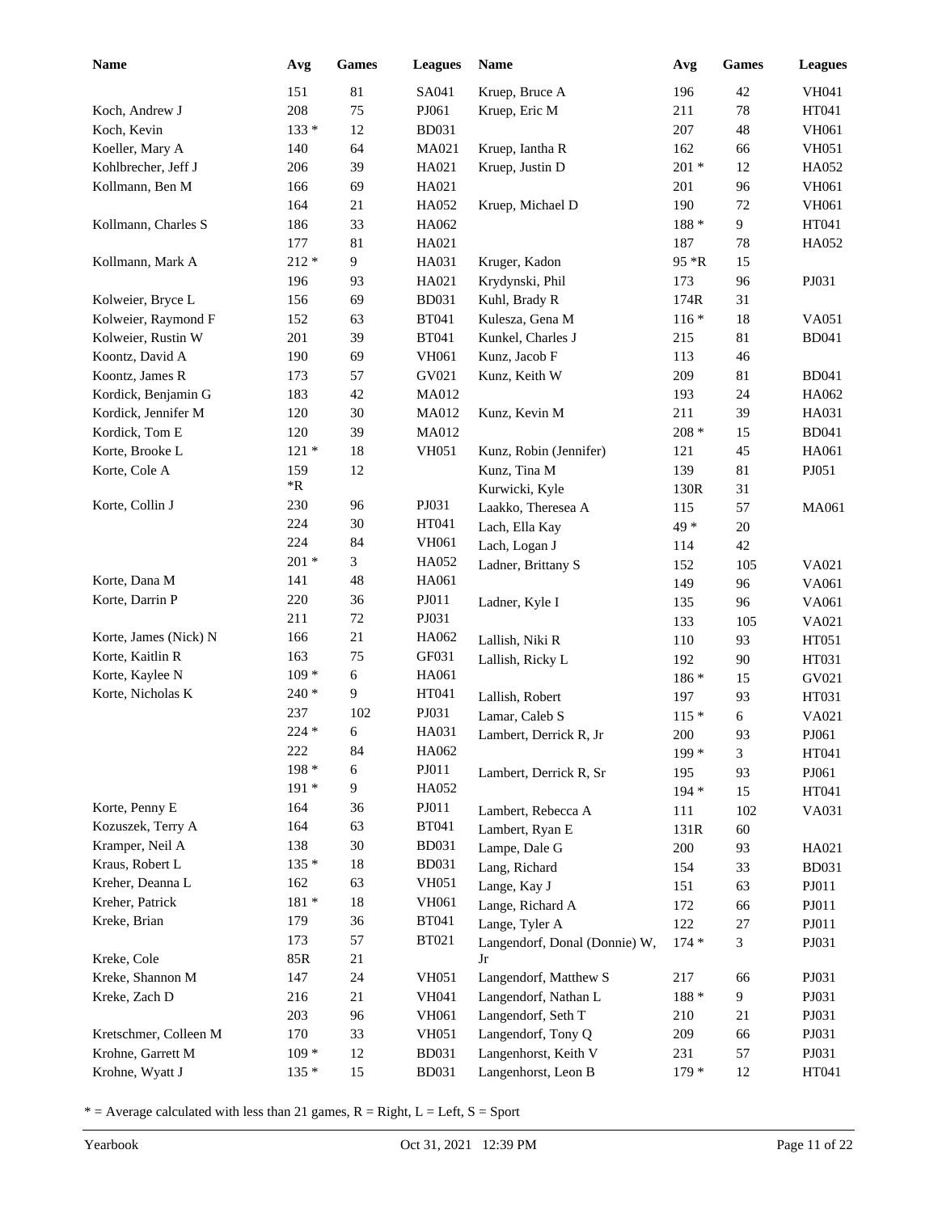| Name | Avg | Games | Leagues |
|---|---|---|---|
| | 151 | 81 | SA041 |
| Koch, Andrew J | 208 | 75 | PJ061 |
| Koch, Kevin | 133 * | 12 | BD031 |
| Koeller, Mary A | 140 | 64 | MA021 |
| Kohlbrecher, Jeff J | 206 | 39 | HA021 |
| Kollmann, Ben M | 166 | 69 | HA021 |
| | 164 | 21 | HA052 |
| Kollmann, Charles S | 186 | 33 | HA062 |
| | 177 | 81 | HA021 |
| Kollmann, Mark A | 212 * | 9 | HA031 |
| | 196 | 93 | HA021 |
| Kolweier, Bryce L | 156 | 69 | BD031 |
| Kolweier, Raymond F | 152 | 63 | BT041 |
| Kolweier, Rustin W | 201 | 39 | BT041 |
| Koontz, David A | 190 | 69 | VH061 |
| Koontz, James R | 173 | 57 | GV021 |
| Kordick, Benjamin G | 183 | 42 | MA012 |
| Kordick, Jennifer M | 120 | 30 | MA012 |
| Kordick, Tom E | 120 | 39 | MA012 |
| Korte, Brooke L | 121 * | 18 | VH051 |
| Korte, Cole A | 159 *R | 12 | |
| Korte, Collin J | 230 | 96 | PJ031 |
| | 224 | 30 | HT041 |
| | 224 | 84 | VH061 |
| | 201 * | 3 | HA052 |
| Korte, Dana M | 141 | 48 | HA061 |
| Korte, Darrin P | 220 | 36 | PJ011 |
| | 211 | 72 | PJ031 |
| Korte, James (Nick) N | 166 | 21 | HA062 |
| Korte, Kaitlin R | 163 | 75 | GF031 |
| Korte, Kaylee N | 109 * | 6 | HA061 |
| Korte, Nicholas K | 240 * | 9 | HT041 |
| | 237 | 102 | PJ031 |
| | 224 * | 6 | HA031 |
| | 222 | 84 | HA062 |
| | 198 * | 6 | PJ011 |
| | 191 * | 9 | HA052 |
| Korte, Penny E | 164 | 36 | PJ011 |
| Kozuszek, Terry A | 164 | 63 | BT041 |
| Kramper, Neil A | 138 | 30 | BD031 |
| Kraus, Robert L | 135 * | 18 | BD031 |
| Kreher, Deanna L | 162 | 63 | VH051 |
| Kreher, Patrick | 181 * | 18 | VH061 |
| Kreke, Brian | 179 | 36 | BT041 |
| | 173 | 57 | BT021 |
| Kreke, Cole | 85R | 21 | |
| Kreke, Shannon M | 147 | 24 | VH051 |
| Kreke, Zach D | 216 | 21 | VH041 |
| | 203 | 96 | VH061 |
| Kretschmer, Colleen M | 170 | 33 | VH051 |
| Krohne, Garrett M | 109 * | 12 | BD031 |
| Krohne, Wyatt J | 135 * | 15 | BD031 |
| Kruep, Bruce A | 196 | 42 | VH041 |
| Kruep, Eric M | 211 | 78 | HT041 |
| | 207 | 48 | VH061 |
| Kruep, Iantha R | 162 | 66 | VH051 |
| Kruep, Justin D | 201 * | 12 | HA052 |
| | 201 | 96 | VH061 |
| Kruep, Michael D | 190 | 72 | VH061 |
| | 188 * | 9 | HT041 |
| | 187 | 78 | HA052 |
| Kruger, Kadon | 95 *R | 15 | |
| Krydynski, Phil | 173 | 96 | PJ031 |
| Kuhl, Brady R | 174R | 31 | |
| Kulesza, Gena M | 116 * | 18 | VA051 |
| Kunkel, Charles J | 215 | 81 | BD041 |
| Kunz, Jacob F | 113 | 46 | |
| Kunz, Keith W | 209 | 81 | BD041 |
| | 193 | 24 | HA062 |
| Kunz, Kevin M | 211 | 39 | HA031 |
| | 208 * | 15 | BD041 |
| Kunz, Robin (Jennifer) | 121 | 45 | HA061 |
| Kunz, Tina M | 139 | 81 | PJ051 |
| Kurwicki, Kyle | 130R | 31 | |
| Laakko, Theresea A | 115 | 57 | MA061 |
| Lach, Ella Kay | 49 * | 20 | |
| Lach, Logan J | 114 | 42 | |
| Ladner, Brittany S | 152 | 105 | VA021 |
| | 149 | 96 | VA061 |
| Ladner, Kyle I | 135 | 96 | VA061 |
| | 133 | 105 | VA021 |
| Lallish, Niki R | 110 | 93 | HT051 |
| Lallish, Ricky L | 192 | 90 | HT031 |
| | 186 * | 15 | GV021 |
| Lallish, Robert | 197 | 93 | HT031 |
| Lamar, Caleb S | 115 * | 6 | VA021 |
| Lambert, Derrick R, Jr | 200 | 93 | PJ061 |
| | 199 * | 3 | HT041 |
| Lambert, Derrick R, Sr | 195 | 93 | PJ061 |
| | 194 * | 15 | HT041 |
| Lambert, Rebecca A | 111 | 102 | VA031 |
| Lambert, Ryan E | 131R | 60 | |
| Lampe, Dale G | 200 | 93 | HA021 |
| Lang, Richard | 154 | 33 | BD031 |
| Lange, Kay J | 151 | 63 | PJ011 |
| Lange, Richard A | 172 | 66 | PJ011 |
| Lange, Tyler A | 122 | 27 | PJ011 |
| Langendorf, Donal (Donnie) W, Jr | 174 * | 3 | PJ031 |
| Langendorf, Matthew S | 217 | 66 | PJ031 |
| Langendorf, Nathan L | 188 * | 9 | PJ031 |
| Langendorf, Seth T | 210 | 21 | PJ031 |
| Langendorf, Tony Q | 209 | 66 | PJ031 |
| Langenhorst, Keith V | 231 | 57 | PJ031 |
| Langenhorst, Leon B | 179 * | 12 | HT041 |

* = Average calculated with less than 21 games, R = Right, L = Left, S = Sport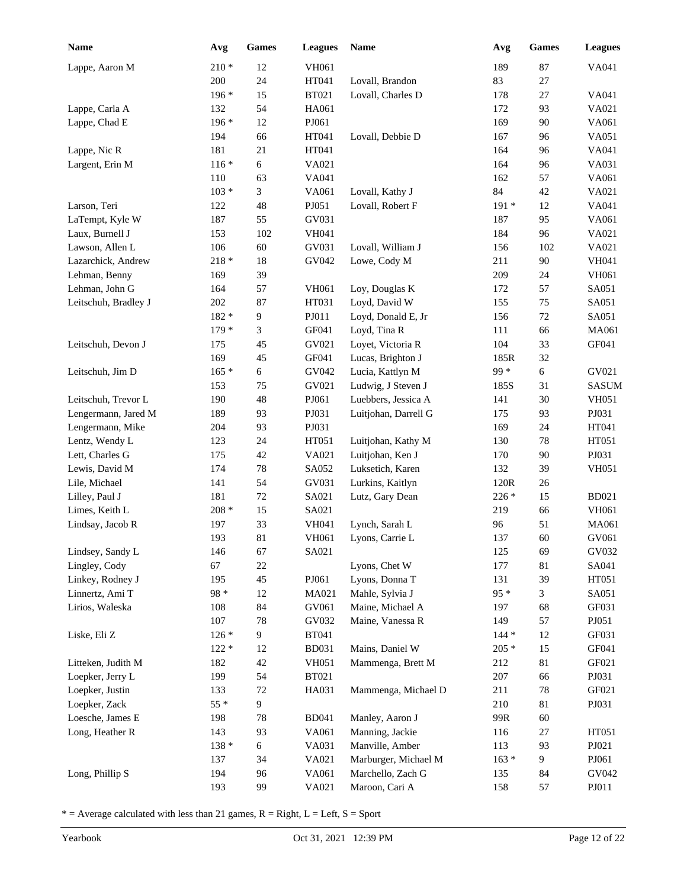| Name | Avg | Games | Leagues |
|---|---|---|---|
| Lappe, Aaron M | 210 * | 12 | VH061 |
| | 200 | 24 | HT041 |
| | 196 * | 15 | BT021 |
| Lappe, Carla A | 132 | 54 | HA061 |
| Lappe, Chad E | 196 * | 12 | PJ061 |
| | 194 | 66 | HT041 |
| Lappe, Nic R | 181 | 21 | HT041 |
| Largent, Erin M | 116 * | 6 | VA021 |
| | 110 | 63 | VA041 |
| | 103 * | 3 | VA061 |
| Larson, Teri | 122 | 48 | PJ051 |
| LaTempt, Kyle W | 187 | 55 | GV031 |
| Laux, Burnell J | 153 | 102 | VH041 |
| Lawson, Allen L | 106 | 60 | GV031 |
| Lazarchick, Andrew | 218 * | 18 | GV042 |
| Lehman, Benny | 169 | 39 | |
| Lehman, John G | 164 | 57 | VH061 |
| Leitschuh, Bradley J | 202 | 87 | HT031 |
| | 182 * | 9 | PJ011 |
| | 179 * | 3 | GF041 |
| Leitschuh, Devon J | 175 | 45 | GV021 |
| | 169 | 45 | GF041 |
| Leitschuh, Jim D | 165 * | 6 | GV042 |
| | 153 | 75 | GV021 |
| Leitschuh, Trevor L | 190 | 48 | PJ061 |
| Lengermann, Jared M | 189 | 93 | PJ031 |
| Lengermann, Mike | 204 | 93 | PJ031 |
| Lentz, Wendy L | 123 | 24 | HT051 |
| Lett, Charles G | 175 | 42 | VA021 |
| Lewis, David M | 174 | 78 | SA052 |
| Lile, Michael | 141 | 54 | GV031 |
| Lilley, Paul J | 181 | 72 | SA021 |
| Limes, Keith L | 208 * | 15 | SA021 |
| Lindsay, Jacob R | 197 | 33 | VH041 |
| | 193 | 81 | VH061 |
| Lindsey, Sandy L | 146 | 67 | SA021 |
| Lingley, Cody | 67 | 22 | |
| Linkey, Rodney J | 195 | 45 | PJ061 |
| Linnertz, Ami T | 98 * | 12 | MA021 |
| Lirios, Waleska | 108 | 84 | GV061 |
| | 107 | 78 | GV032 |
| Liske, Eli Z | 126 * | 9 | BT041 |
| | 122 * | 12 | BD031 |
| Litteken, Judith M | 182 | 42 | VH051 |
| Loepker, Jerry L | 199 | 54 | BT021 |
| Loepker, Justin | 133 | 72 | HA031 |
| Loepker, Zack | 55 * | 9 | |
| Loesche, James E | 198 | 78 | BD041 |
| Long, Heather R | 143 | 93 | VA061 |
| | 138 * | 6 | VA031 |
| | 137 | 34 | VA021 |
| Long, Phillip S | 194 | 96 | VA061 |
| | 193 | 99 | VA021 |
| | 189 | 87 | VA041 |
| Lovall, Brandon | 83 | 27 | |
| Lovall, Charles D | 178 | 27 | VA041 |
| | 172 | 93 | VA021 |
| | 169 | 90 | VA061 |
| Lovall, Debbie D | 167 | 96 | VA051 |
| | 164 | 96 | VA041 |
| | 164 | 96 | VA031 |
| | 162 | 57 | VA061 |
| Lovall, Kathy J | 84 | 42 | VA021 |
| Lovall, Robert F | 191 * | 12 | VA041 |
| | 187 | 95 | VA061 |
| | 184 | 96 | VA021 |
| Lovall, William J | 156 | 102 | VA021 |
| Lowe, Cody M | 211 | 90 | VH041 |
| | 209 | 24 | VH061 |
| Loy, Douglas K | 172 | 57 | SA051 |
| Loyd, David W | 155 | 75 | SA051 |
| Loyd, Donald E, Jr | 156 | 72 | SA051 |
| Loyd, Tina R | 111 | 66 | MA061 |
| Loyet, Victoria R | 104 | 33 | GF041 |
| Lucas, Brighton J | 185R | 32 | |
| Lucia, Kattlyn M | 99 * | 6 | GV021 |
| Ludwig, J Steven J | 185S | 31 | SASUM |
| Luebbers, Jessica A | 141 | 30 | VH051 |
| Luitjohan, Darrell G | 175 | 93 | PJ031 |
| | 169 | 24 | HT041 |
| Luitjohan, Kathy M | 130 | 78 | HT051 |
| Luitjohan, Ken J | 170 | 90 | PJ031 |
| Luksetich, Karen | 132 | 39 | VH051 |
| Lurkins, Kaitlyn | 120R | 26 | |
| Lutz, Gary Dean | 226 * | 15 | BD021 |
| | 219 | 66 | VH061 |
| Lynch, Sarah L | 96 | 51 | MA061 |
| Lyons, Carrie L | 137 | 60 | GV061 |
| | 125 | 69 | GV032 |
| Lyons, Chet W | 177 | 81 | SA041 |
| Lyons, Donna T | 131 | 39 | HT051 |
| Mahle, Sylvia J | 95 * | 3 | SA051 |
| Maine, Michael A | 197 | 68 | GF031 |
| Maine, Vanessa R | 149 | 57 | PJ051 |
| | 144 * | 12 | GF031 |
| Mains, Daniel W | 205 * | 15 | GF041 |
| Mammenga, Brett M | 212 | 81 | GF021 |
| | 207 | 66 | PJ031 |
| Mammenga, Michael D | 211 | 78 | GF021 |
| | 210 | 81 | PJ031 |
| Manley, Aaron J | 99R | 60 | |
| Manning, Jackie | 116 | 27 | HT051 |
| Manville, Amber | 113 | 93 | PJ021 |
| Marburger, Michael M | 163 * | 9 | PJ061 |
| Marchello, Zach G | 135 | 84 | GV042 |
| Maroon, Cari A | 158 | 57 | PJ011 |

* = Average calculated with less than 21 games, R = Right, L = Left, S = Sport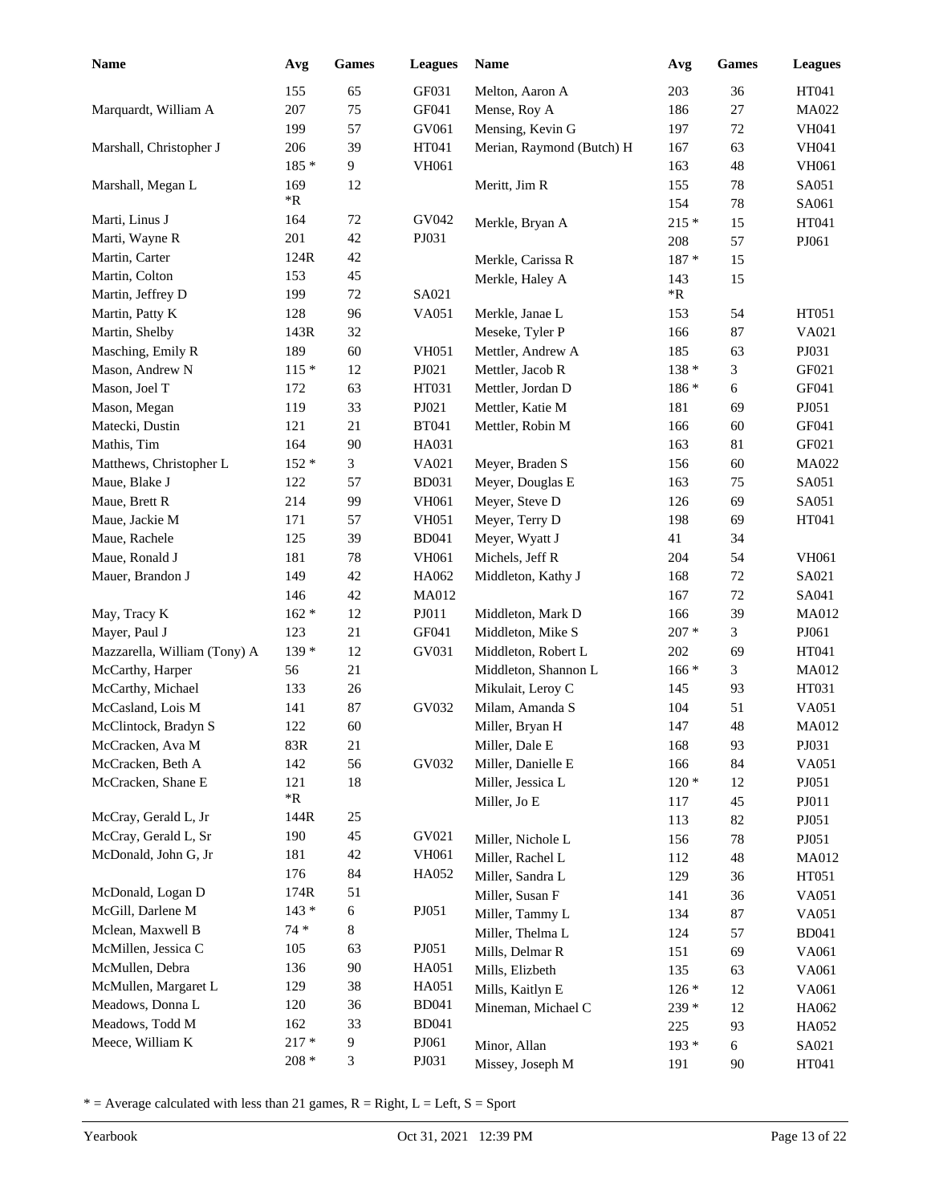| Name | Avg | Games | Leagues |
|---|---|---|---|
| | 155 | 65 | GF031 |
| Marquardt, William A | 207 | 75 | GF041 |
| | 199 | 57 | GV061 |
| Marshall, Christopher J | 206 | 39 | HT041 |
| | 185 * | 9 | VH061 |
| Marshall, Megan L | 169 *R | 12 | |
| Marti, Linus J | 164 | 72 | GV042 |
| Marti, Wayne R | 201 | 42 | PJ031 |
| Martin, Carter | 124R | 42 | |
| Martin, Colton | 153 | 45 | |
| Martin, Jeffrey D | 199 | 72 | SA021 |
| Martin, Patty K | 128 | 96 | VA051 |
| Martin, Shelby | 143R | 32 | |
| Masching, Emily R | 189 | 60 | VH051 |
| Mason, Andrew N | 115 * | 12 | PJ021 |
| Mason, Joel T | 172 | 63 | HT031 |
| Mason, Megan | 119 | 33 | PJ021 |
| Matecki, Dustin | 121 | 21 | BT041 |
| Mathis, Tim | 164 | 90 | HA031 |
| Matthews, Christopher L | 152 * | 3 | VA021 |
| Maue, Blake J | 122 | 57 | BD031 |
| Maue, Brett R | 214 | 99 | VH061 |
| Maue, Jackie M | 171 | 57 | VH051 |
| Maue, Rachele | 125 | 39 | BD041 |
| Maue, Ronald J | 181 | 78 | VH061 |
| Mauer, Brandon J | 149 | 42 | HA062 |
| | 146 | 42 | MA012 |
| May, Tracy K | 162 * | 12 | PJ011 |
| Mayer, Paul J | 123 | 21 | GF041 |
| Mazzarella, William (Tony) A | 139 * | 12 | GV031 |
| McCarthy, Harper | 56 | 21 | |
| McCarthy, Michael | 133 | 26 | |
| McCasland, Lois M | 141 | 87 | GV032 |
| McClintock, Bradyn S | 122 | 60 | |
| McCracken, Ava M | 83R | 21 | |
| McCracken, Beth A | 142 | 56 | GV032 |
| McCracken, Shane E | 121 *R | 18 | |
| McCray, Gerald L, Jr | 144R | 25 | |
| McCray, Gerald L, Sr | 190 | 45 | GV021 |
| McDonald, John G, Jr | 181 | 42 | VH061 |
| | 176 | 84 | HA052 |
| McDonald, Logan D | 174R | 51 | |
| McGill, Darlene M | 143 * | 6 | PJ051 |
| Mclean, Maxwell B | 74 * | 8 | |
| McMillen, Jessica C | 105 | 63 | PJ051 |
| McMullen, Debra | 136 | 90 | HA051 |
| McMullen, Margaret L | 129 | 38 | HA051 |
| Meadows, Donna L | 120 | 36 | BD041 |
| Meadows, Todd M | 162 | 33 | BD041 |
| Meece, William K | 217 * | 9 | PJ061 |
| | 208 * | 3 | PJ031 |
| Melton, Aaron A | 203 | 36 | HT041 |
| Mense, Roy A | 186 | 27 | MA022 |
| Mensing, Kevin G | 197 | 72 | VH041 |
| Merian, Raymond (Butch) H | 167 | 63 | VH041 |
| | 163 | 48 | VH061 |
| Meritt, Jim R | 155 | 78 | SA051 |
| | 154 | 78 | SA061 |
| Merkle, Bryan A | 215 * | 15 | HT041 |
| | 208 | 57 | PJ061 |
| Merkle, Carissa R | 187 * | 15 | |
| Merkle, Haley A | 143 *R | 15 | |
| Merkle, Janae L | 153 | 54 | HT051 |
| Meseke, Tyler P | 166 | 87 | VA021 |
| Mettler, Andrew A | 185 | 63 | PJ031 |
| Mettler, Jacob R | 138 * | 3 | GF021 |
| Mettler, Jordan D | 186 * | 6 | GF041 |
| Mettler, Katie M | 181 | 69 | PJ051 |
| Mettler, Robin M | 166 | 60 | GF041 |
| | 163 | 81 | GF021 |
| Meyer, Braden S | 156 | 60 | MA022 |
| Meyer, Douglas E | 163 | 75 | SA051 |
| Meyer, Steve D | 126 | 69 | SA051 |
| Meyer, Terry D | 198 | 69 | HT041 |
| Meyer, Wyatt J | 41 | 34 | |
| Michels, Jeff R | 204 | 54 | VH061 |
| Middleton, Kathy J | 168 | 72 | SA021 |
| | 167 | 72 | SA041 |
| Middleton, Mark D | 166 | 39 | MA012 |
| Middleton, Mike S | 207 * | 3 | PJ061 |
| Middleton, Robert L | 202 | 69 | HT041 |
| Middleton, Shannon L | 166 * | 3 | MA012 |
| Mikulait, Leroy C | 145 | 93 | HT031 |
| Milam, Amanda S | 104 | 51 | VA051 |
| Miller, Bryan H | 147 | 48 | MA012 |
| Miller, Dale E | 168 | 93 | PJ031 |
| Miller, Danielle E | 166 | 84 | VA051 |
| Miller, Jessica L | 120 * | 12 | PJ051 |
| Miller, Jo E | 117 | 45 | PJ011 |
| | 113 | 82 | PJ051 |
| Miller, Nichole L | 156 | 78 | PJ051 |
| Miller, Rachel L | 112 | 48 | MA012 |
| Miller, Sandra L | 129 | 36 | HT051 |
| Miller, Susan F | 141 | 36 | VA051 |
| Miller, Tammy L | 134 | 87 | VA051 |
| Miller, Thelma L | 124 | 57 | BD041 |
| Mills, Delmar R | 151 | 69 | VA061 |
| Mills, Elizbeth | 135 | 63 | VA061 |
| Mills, Kaitlyn E | 126 * | 12 | VA061 |
| Mineman, Michael C | 239 * | 12 | HA062 |
| | 225 | 93 | HA052 |
| Minor, Allan | 193 * | 6 | SA021 |
| Missey, Joseph M | 191 | 90 | HT041 |

* = Average calculated with less than 21 games, R = Right, L = Left, S = Sport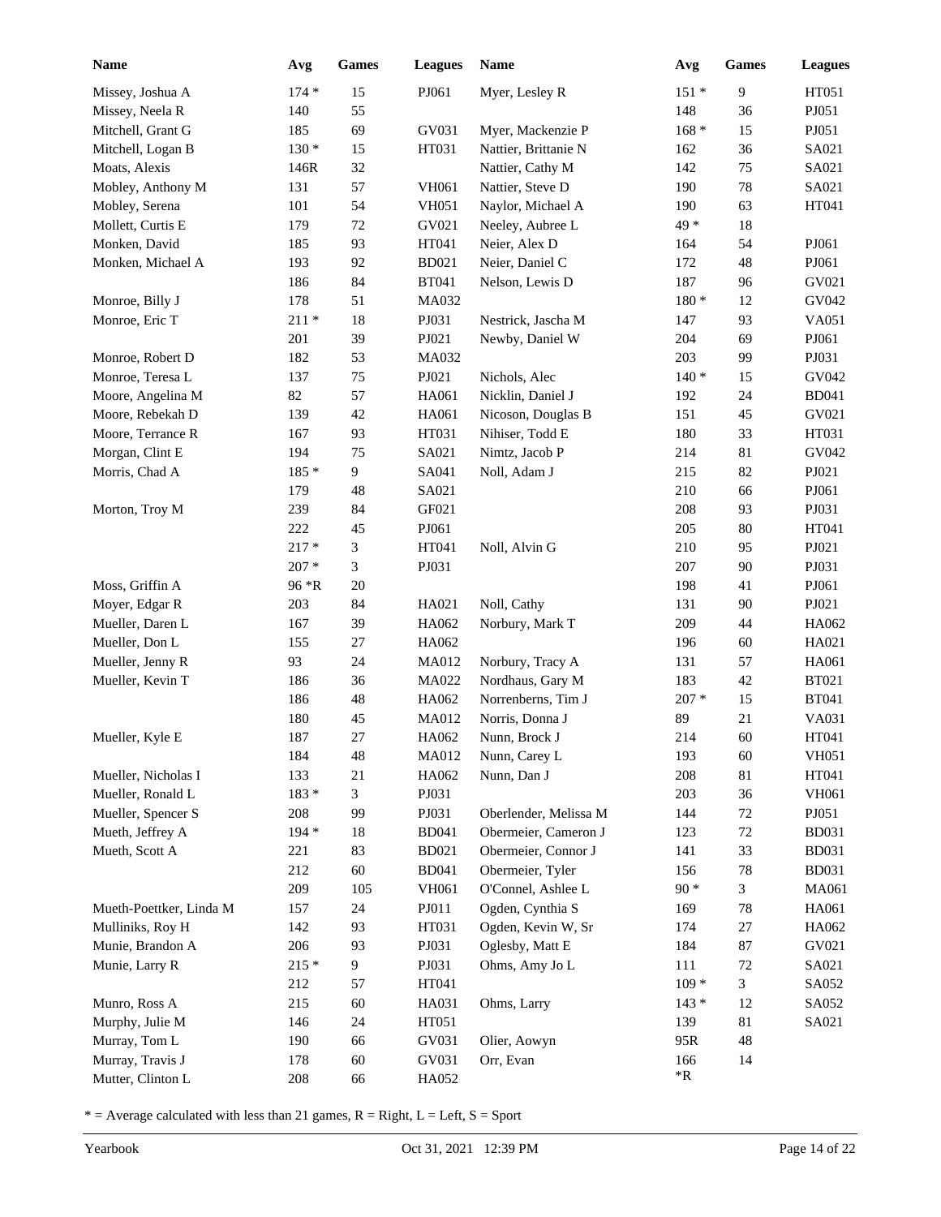| Name | Avg | Games | Leagues |
|---|---|---|---|
| Missey, Joshua A | 174 * | 15 | PJ061 |
| Missey, Neela R | 140 | 55 | |
| Mitchell, Grant G | 185 | 69 | GV031 |
| Mitchell, Logan B | 130 * | 15 | HT031 |
| Moats, Alexis | 146R | 32 | |
| Mobley, Anthony M | 131 | 57 | VH061 |
| Mobley, Serena | 101 | 54 | VH051 |
| Mollett, Curtis E | 179 | 72 | GV021 |
| Monken, David | 185 | 93 | HT041 |
| Monken, Michael A | 193 | 92 | BD021 |
| | 186 | 84 | BT041 |
| Monroe, Billy J | 178 | 51 | MA032 |
| Monroe, Eric T | 211 * | 18 | PJ031 |
| | 201 | 39 | PJ021 |
| Monroe, Robert D | 182 | 53 | MA032 |
| Monroe, Teresa L | 137 | 75 | PJ021 |
| Moore, Angelina M | 82 | 57 | HA061 |
| Moore, Rebekah D | 139 | 42 | HA061 |
| Moore, Terrance R | 167 | 93 | HT031 |
| Morgan, Clint E | 194 | 75 | SA021 |
| Morris, Chad A | 185 * | 9 | SA041 |
| | 179 | 48 | SA021 |
| Morton, Troy M | 239 | 84 | GF021 |
| | 222 | 45 | PJ061 |
| | 217 * | 3 | HT041 |
| | 207 * | 3 | PJ031 |
| Moss, Griffin A | 96 *R | 20 | |
| Moyer, Edgar R | 203 | 84 | HA021 |
| Mueller, Daren L | 167 | 39 | HA062 |
| Mueller, Don L | 155 | 27 | HA062 |
| Mueller, Jenny R | 93 | 24 | MA012 |
| Mueller, Kevin T | 186 | 36 | MA022 |
| | 186 | 48 | HA062 |
| | 180 | 45 | MA012 |
| Mueller, Kyle E | 187 | 27 | HA062 |
| | 184 | 48 | MA012 |
| Mueller, Nicholas I | 133 | 21 | HA062 |
| Mueller, Ronald L | 183 * | 3 | PJ031 |
| Mueller, Spencer S | 208 | 99 | PJ031 |
| Mueth, Jeffrey A | 194 * | 18 | BD041 |
| Mueth, Scott A | 221 | 83 | BD021 |
| | 212 | 60 | BD041 |
| | 209 | 105 | VH061 |
| Mueth-Poettker, Linda M | 157 | 24 | PJ011 |
| Mulliniks, Roy H | 142 | 93 | HT031 |
| Munie, Brandon A | 206 | 93 | PJ031 |
| Munie, Larry R | 215 * | 9 | PJ031 |
| | 212 | 57 | HT041 |
| Munro, Ross A | 215 | 60 | HA031 |
| Murphy, Julie M | 146 | 24 | HT051 |
| Murray, Tom L | 190 | 66 | GV031 |
| Murray, Travis J | 178 | 60 | GV031 |
| Mutter, Clinton L | 208 | 66 | HA052 |
| Myer, Lesley R | 151 * | 9 | HT051 |
| | 148 | 36 | PJ051 |
| Myer, Mackenzie P | 168 * | 15 | PJ051 |
| Nattier, Brittanie N | 162 | 36 | SA021 |
| Nattier, Cathy M | 142 | 75 | SA021 |
| Nattier, Steve D | 190 | 78 | SA021 |
| Naylor, Michael A | 190 | 63 | HT041 |
| Neeley, Aubree L | 49 * | 18 | |
| Neier, Alex D | 164 | 54 | PJ061 |
| Neier, Daniel C | 172 | 48 | PJ061 |
| Nelson, Lewis D | 187 | 96 | GV021 |
| | 180 * | 12 | GV042 |
| Nestrick, Jascha M | 147 | 93 | VA051 |
| Newby, Daniel W | 204 | 69 | PJ061 |
| | 203 | 99 | PJ031 |
| Nichols, Alec | 140 * | 15 | GV042 |
| Nicklin, Daniel J | 192 | 24 | BD041 |
| Nicoson, Douglas B | 151 | 45 | GV021 |
| Nihiser, Todd E | 180 | 33 | HT031 |
| Nimtz, Jacob P | 214 | 81 | GV042 |
| Noll, Adam J | 215 | 82 | PJ021 |
| | 210 | 66 | PJ061 |
| | 208 | 93 | PJ031 |
| | 205 | 80 | HT041 |
| Noll, Alvin G | 210 | 95 | PJ021 |
| | 207 | 90 | PJ031 |
| | 198 | 41 | PJ061 |
| Noll, Cathy | 131 | 90 | PJ021 |
| Norbury, Mark T | 209 | 44 | HA062 |
| | 196 | 60 | HA021 |
| Norbury, Tracy A | 131 | 57 | HA061 |
| Nordhaus, Gary M | 183 | 42 | BT021 |
| Norrenberns, Tim J | 207 * | 15 | BT041 |
| Norris, Donna J | 89 | 21 | VA031 |
| Nunn, Brock J | 214 | 60 | HT041 |
| Nunn, Carey L | 193 | 60 | VH051 |
| Nunn, Dan J | 208 | 81 | HT041 |
| | 203 | 36 | VH061 |
| Oberlender, Melissa M | 144 | 72 | PJ051 |
| Obermeier, Cameron J | 123 | 72 | BD031 |
| Obermeier, Connor J | 141 | 33 | BD031 |
| Obermeier, Tyler | 156 | 78 | BD031 |
| O'Connel, Ashlee L | 90 * | 3 | MA061 |
| Ogden, Cynthia S | 169 | 78 | HA061 |
| Ogden, Kevin W, Sr | 174 | 27 | HA062 |
| Oglesby, Matt E | 184 | 87 | GV021 |
| Ohms, Amy Jo L | 111 | 72 | SA021 |
| | 109 * | 3 | SA052 |
| Ohms, Larry | 143 * | 12 | SA052 |
| | 139 | 81 | SA021 |
| Olier, Aowyn | 95R | 48 | |
| Orr, Evan | 166 *R | 14 | |

* = Average calculated with less than 21 games, R = Right, L = Left, S = Sport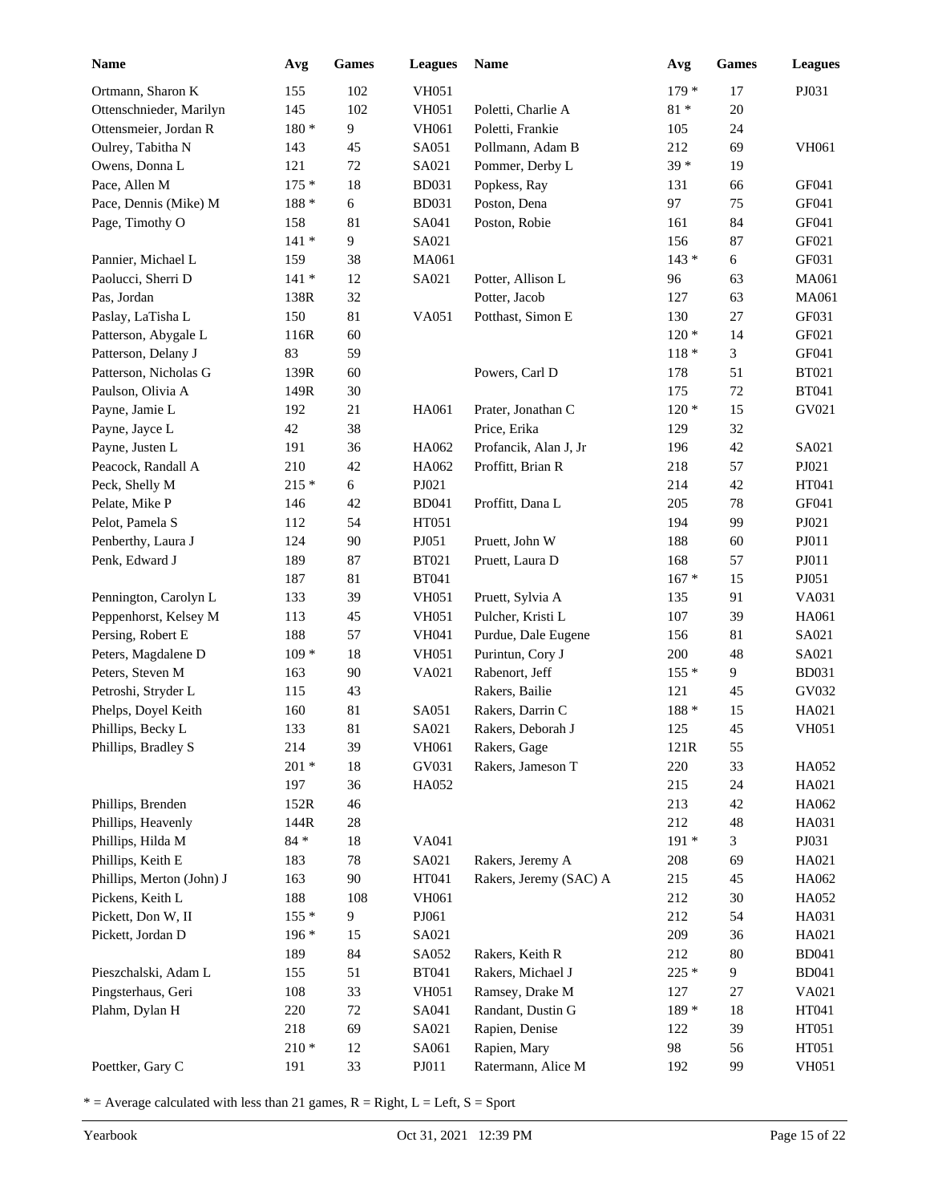| Name | Avg | Games | Leagues |
|---|---|---|---|
| Ortmann, Sharon K | 155 | 102 | VH051 |
| Ottenschnieder, Marilyn | 145 | 102 | VH051 |
| Ottensmeier, Jordan R | 180 * | 9 | VH061 |
| Oulrey, Tabitha N | 143 | 45 | SA051 |
| Owens, Donna L | 121 | 72 | SA021 |
| Pace, Allen M | 175 * | 18 | BD031 |
| Pace, Dennis (Mike) M | 188 * | 6 | BD031 |
| Page, Timothy O | 158 | 81 | SA041 |
| | 141 * | 9 | SA021 |
| Pannier, Michael L | 159 | 38 | MA061 |
| Paolucci, Sherri D | 141 * | 12 | SA021 |
| Pas, Jordan | 138R | 32 | |
| Paslay, LaTisha L | 150 | 81 | VA051 |
| Patterson, Abygale L | 116R | 60 | |
| Patterson, Delany J | 83 | 59 | |
| Patterson, Nicholas G | 139R | 60 | |
| Paulson, Olivia A | 149R | 30 | |
| Payne, Jamie L | 192 | 21 | HA061 |
| Payne, Jayce L | 42 | 38 | |
| Payne, Justen L | 191 | 36 | HA062 |
| Peacock, Randall A | 210 | 42 | HA062 |
| Peck, Shelly M | 215 * | 6 | PJ021 |
| Pelate, Mike P | 146 | 42 | BD041 |
| Pelot, Pamela S | 112 | 54 | HT051 |
| Penberthy, Laura J | 124 | 90 | PJ051 |
| Penk, Edward J | 189 | 87 | BT021 |
| | 187 | 81 | BT041 |
| Pennington, Carolyn L | 133 | 39 | VH051 |
| Peppenhorst, Kelsey M | 113 | 45 | VH051 |
| Persing, Robert E | 188 | 57 | VH041 |
| Peters, Magdalene D | 109 * | 18 | VH051 |
| Peters, Steven M | 163 | 90 | VA021 |
| Petroshi, Stryder L | 115 | 43 | |
| Phelps, Doyel Keith | 160 | 81 | SA051 |
| Phillips, Becky L | 133 | 81 | SA021 |
| Phillips, Bradley S | 214 | 39 | VH061 |
| | 201 * | 18 | GV031 |
| | 197 | 36 | HA052 |
| Phillips, Brenden | 152R | 46 | |
| Phillips, Heavenly | 144R | 28 | |
| Phillips, Hilda M | 84 * | 18 | VA041 |
| Phillips, Keith E | 183 | 78 | SA021 |
| Phillips, Merton (John) J | 163 | 90 | HT041 |
| Pickens, Keith L | 188 | 108 | VH061 |
| Pickett, Don W, II | 155 * | 9 | PJ061 |
| Pickett, Jordan D | 196 * | 15 | SA021 |
| | 189 | 84 | SA052 |
| Pieszchalski, Adam L | 155 | 51 | BT041 |
| Pingsterhaus, Geri | 108 | 33 | VH051 |
| Plahm, Dylan H | 220 | 72 | SA041 |
| | 218 | 69 | SA021 |
| | 210 * | 12 | SA061 |
| Poettker, Gary C | 191 | 33 | PJ011 |
| | 179 * | 17 | PJ031 |
| Poletti, Charlie A | 81 * | 20 | |
| Poletti, Frankie | 105 | 24 | |
| Pollmann, Adam B | 212 | 69 | VH061 |
| Pommer, Derby L | 39 * | 19 | |
| Popkess, Ray | 131 | 66 | GF041 |
| Poston, Dena | 97 | 75 | GF041 |
| Poston, Robie | 161 | 84 | GF041 |
| | 156 | 87 | GF021 |
| | 143 * | 6 | GF031 |
| Potter, Allison L | 96 | 63 | MA061 |
| Potter, Jacob | 127 | 63 | MA061 |
| Potthast, Simon E | 130 | 27 | GF031 |
| | 120 * | 14 | GF021 |
| | 118 * | 3 | GF041 |
| Powers, Carl D | 178 | 51 | BT021 |
| | 175 | 72 | BT041 |
| Prater, Jonathan C | 120 * | 15 | GV021 |
| Price, Erika | 129 | 32 | |
| Profancik, Alan J, Jr | 196 | 42 | SA021 |
| Proffitt, Brian R | 218 | 57 | PJ021 |
| | 214 | 42 | HT041 |
| Proffitt, Dana L | 205 | 78 | GF041 |
| | 194 | 99 | PJ021 |
| Pruett, John W | 188 | 60 | PJ011 |
| Pruett, Laura D | 168 | 57 | PJ011 |
| | 167 * | 15 | PJ051 |
| Pruett, Sylvia A | 135 | 91 | VA031 |
| Pulcher, Kristi L | 107 | 39 | HA061 |
| Purdue, Dale Eugene | 156 | 81 | SA021 |
| Purintun, Cory J | 200 | 48 | SA021 |
| Rabenort, Jeff | 155 * | 9 | BD031 |
| Rakers, Bailie | 121 | 45 | GV032 |
| Rakers, Darrin C | 188 * | 15 | HA021 |
| Rakers, Deborah J | 125 | 45 | VH051 |
| Rakers, Gage | 121R | 55 | |
| Rakers, Jameson T | 220 | 33 | HA052 |
| | 215 | 24 | HA021 |
| | 213 | 42 | HA062 |
| | 212 | 48 | HA031 |
| | 191 * | 3 | PJ031 |
| Rakers, Jeremy A | 208 | 69 | HA021 |
| Rakers, Jeremy (SAC) A | 215 | 45 | HA062 |
| | 212 | 30 | HA052 |
| | 212 | 54 | HA031 |
| | 209 | 36 | HA021 |
| Rakers, Keith R | 212 | 80 | BD041 |
| Rakers, Michael J | 225 * | 9 | BD041 |
| Ramsey, Drake M | 127 | 27 | VA021 |
| Randant, Dustin G | 189 * | 18 | HT041 |
| Rapien, Denise | 122 | 39 | HT051 |
| Rapien, Mary | 98 | 56 | HT051 |
| Ratermann, Alice M | 192 | 99 | VH051 |

* = Average calculated with less than 21 games, R = Right, L = Left, S = Sport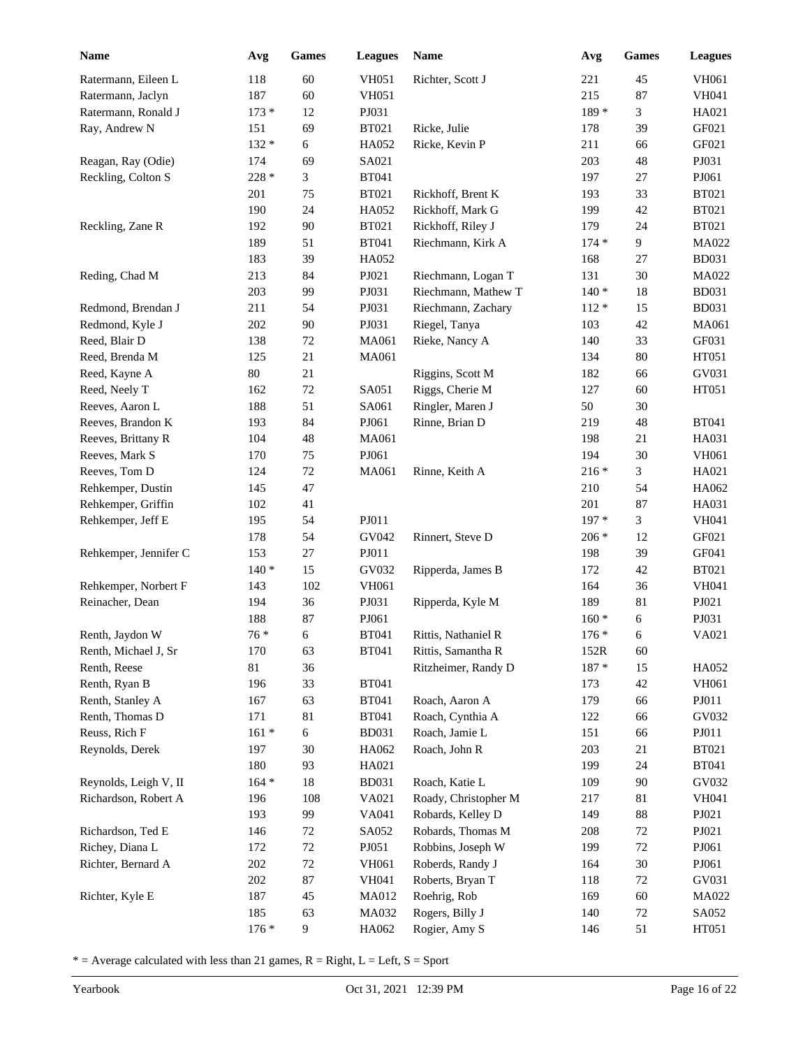| Name | Avg | Games | Leagues |
|---|---|---|---|
| Ratermann, Eileen L | 118 | 60 | VH051 |
| Ratermann, Jaclyn | 187 | 60 | VH051 |
| Ratermann, Ronald J | 173 * | 12 | PJ031 |
| Ray, Andrew N | 151 | 69 | BT021 |
| | 132 * | 6 | HA052 |
| Reagan, Ray (Odie) | 174 | 69 | SA021 |
| Reckling, Colton S | 228 * | 3 | BT041 |
| | 201 | 75 | BT021 |
| | 190 | 24 | HA052 |
| Reckling, Zane R | 192 | 90 | BT021 |
| | 189 | 51 | BT041 |
| | 183 | 39 | HA052 |
| Reding, Chad M | 213 | 84 | PJ021 |
| | 203 | 99 | PJ031 |
| Redmond, Brendan J | 211 | 54 | PJ031 |
| Redmond, Kyle J | 202 | 90 | PJ031 |
| Reed, Blair D | 138 | 72 | MA061 |
| Reed, Brenda M | 125 | 21 | MA061 |
| Reed, Kayne A | 80 | 21 | |
| Reed, Neely T | 162 | 72 | SA051 |
| Reeves, Aaron L | 188 | 51 | SA061 |
| Reeves, Brandon K | 193 | 84 | PJ061 |
| Reeves, Brittany R | 104 | 48 | MA061 |
| Reeves, Mark S | 170 | 75 | PJ061 |
| Reeves, Tom D | 124 | 72 | MA061 |
| Rehkemper, Dustin | 145 | 47 | |
| Rehkemper, Griffin | 102 | 41 | |
| Rehkemper, Jeff E | 195 | 54 | PJ011 |
| | 178 | 54 | GV042 |
| Rehkemper, Jennifer C | 153 | 27 | PJ011 |
| | 140 * | 15 | GV032 |
| Rehkemper, Norbert F | 143 | 102 | VH061 |
| Reinacher, Dean | 194 | 36 | PJ031 |
| | 188 | 87 | PJ061 |
| Renth, Jaydon W | 76 * | 6 | BT041 |
| Renth, Michael J, Sr | 170 | 63 | BT041 |
| Renth, Reese | 81 | 36 | |
| Renth, Ryan B | 196 | 33 | BT041 |
| Renth, Stanley A | 167 | 63 | BT041 |
| Renth, Thomas D | 171 | 81 | BT041 |
| Reuss, Rich F | 161 * | 6 | BD031 |
| Reynolds, Derek | 197 | 30 | HA062 |
| | 180 | 93 | HA021 |
| Reynolds, Leigh V, II | 164 * | 18 | BD031 |
| Richardson, Robert A | 196 | 108 | VA021 |
| | 193 | 99 | VA041 |
| Richardson, Ted E | 146 | 72 | SA052 |
| Richey, Diana L | 172 | 72 | PJ051 |
| Richter, Bernard A | 202 | 72 | VH061 |
| | 202 | 87 | VH041 |
| Richter, Kyle E | 187 | 45 | MA012 |
| | 185 | 63 | MA032 |
| | 176 * | 9 | HA062 |
| Richter, Scott J | 221 | 45 | VH061 |
| | 215 | 87 | VH041 |
| | 189 * | 3 | HA021 |
| Ricke, Julie | 178 | 39 | GF021 |
| Ricke, Kevin P | 211 | 66 | GF021 |
| | 203 | 48 | PJ031 |
| | 197 | 27 | PJ061 |
| Rickhoff, Brent K | 193 | 33 | BT021 |
| Rickhoff, Mark G | 199 | 42 | BT021 |
| Rickhoff, Riley J | 179 | 24 | BT021 |
| Riechmann, Kirk A | 174 * | 9 | MA022 |
| | 168 | 27 | BD031 |
| Riechmann, Logan T | 131 | 30 | MA022 |
| Riechmann, Mathew T | 140 * | 18 | BD031 |
| Riechmann, Zachary | 112 * | 15 | BD031 |
| Riegel, Tanya | 103 | 42 | MA061 |
| Rieke, Nancy A | 140 | 33 | GF031 |
| | 134 | 80 | HT051 |
| Riggins, Scott M | 182 | 66 | GV031 |
| Riggs, Cherie M | 127 | 60 | HT051 |
| Ringler, Maren J | 50 | 30 | |
| Rinne, Brian D | 219 | 48 | BT041 |
| | 198 | 21 | HA031 |
| | 194 | 30 | VH061 |
| Rinne, Keith A | 216 * | 3 | HA021 |
| | 210 | 54 | HA062 |
| | 201 | 87 | HA031 |
| | 197 * | 3 | VH041 |
| Rinnert, Steve D | 206 * | 12 | GF021 |
| | 198 | 39 | GF041 |
| Ripperda, James B | 172 | 42 | BT021 |
| | 164 | 36 | VH041 |
| Ripperda, Kyle M | 189 | 81 | PJ021 |
| | 160 * | 6 | PJ031 |
| Rittis, Nathaniel R | 176 * | 6 | VA021 |
| Rittis, Samantha R | 152R | 60 | |
| Ritzheimer, Randy D | 187 * | 15 | HA052 |
| | 173 | 42 | VH061 |
| Roach, Aaron A | 179 | 66 | PJ011 |
| Roach, Cynthia A | 122 | 66 | GV032 |
| Roach, Jamie L | 151 | 66 | PJ011 |
| Roach, John R | 203 | 21 | BT021 |
| | 199 | 24 | BT041 |
| Roach, Katie L | 109 | 90 | GV032 |
| Roady, Christopher M | 217 | 81 | VH041 |
| Robards, Kelley D | 149 | 88 | PJ021 |
| Robards, Thomas M | 208 | 72 | PJ021 |
| Robbins, Joseph W | 199 | 72 | PJ061 |
| Roberds, Randy J | 164 | 30 | PJ061 |
| Roberts, Bryan T | 118 | 72 | GV031 |
| Roehrig, Rob | 169 | 60 | MA022 |
| Rogers, Billy J | 140 | 72 | SA052 |
| Rogier, Amy S | 146 | 51 | HT051 |

\* = Average calculated with less than 21 games, R = Right, L = Left, S = Sport

Yearbook Oct 31, 2021 12:39 PM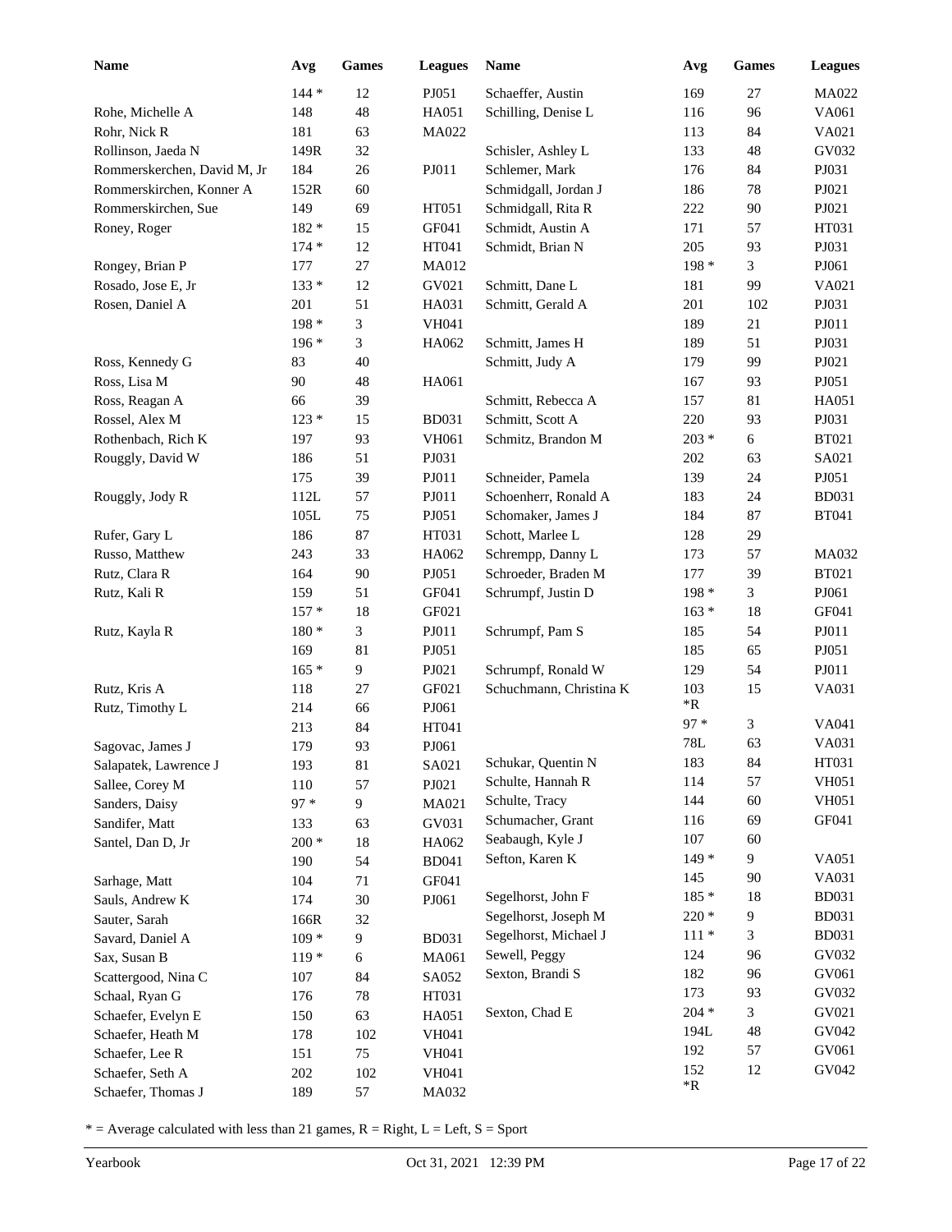| Name | Avg | Games | Leagues |
|---|---|---|---|
| | 144 * | 12 | PJ051 |
| Rohe, Michelle A | 148 | 48 | HA051 |
| Rohr, Nick R | 181 | 63 | MA022 |
| Rollinson, Jaeda N | 149R | 32 | |
| Rommerskerchen, David M, Jr | 184 | 26 | PJ011 |
| Rommerskirchen, Konner A | 152R | 60 | |
| Rommerskirchen, Sue | 149 | 69 | HT051 |
| Roney, Roger | 182 * | 15 | GF041 |
| | 174 * | 12 | HT041 |
| Rongey, Brian P | 177 | 27 | MA012 |
| Rosado, Jose E, Jr | 133 * | 12 | GV021 |
| Rosen, Daniel A | 201 | 51 | HA031 |
| | 198 * | 3 | VH041 |
| | 196 * | 3 | HA062 |
| Ross, Kennedy G | 83 | 40 | |
| Ross, Lisa M | 90 | 48 | HA061 |
| Ross, Reagan A | 66 | 39 | |
| Rossel, Alex M | 123 * | 15 | BD031 |
| Rothenbach, Rich K | 197 | 93 | VH061 |
| Rouggly, David W | 186 | 51 | PJ031 |
| | 175 | 39 | PJ011 |
| Rouggly, Jody R | 112L | 57 | PJ011 |
| | 105L | 75 | PJ051 |
| Rufer, Gary L | 186 | 87 | HT031 |
| Russo, Matthew | 243 | 33 | HA062 |
| Rutz, Clara R | 164 | 90 | PJ051 |
| Rutz, Kali R | 159 | 51 | GF041 |
| | 157 * | 18 | GF021 |
| Rutz, Kayla R | 180 * | 3 | PJ011 |
| | 169 | 81 | PJ051 |
| | 165 * | 9 | PJ021 |
| Rutz, Kris A | 118 | 27 | GF021 |
| Rutz, Timothy L | 214 | 66 | PJ061 |
| | 213 | 84 | HT041 |
| Sagovac, James J | 179 | 93 | PJ061 |
| Salapatek, Lawrence J | 193 | 81 | SA021 |
| Sallee, Corey M | 110 | 57 | PJ021 |
| Sanders, Daisy | 97 * | 9 | MA021 |
| Sandifer, Matt | 133 | 63 | GV031 |
| Santel, Dan D, Jr | 200 * | 18 | HA062 |
| | 190 | 54 | BD041 |
| Sarhage, Matt | 104 | 71 | GF041 |
| Sauls, Andrew K | 174 | 30 | PJ061 |
| Sauter, Sarah | 166R | 32 | |
| Savard, Daniel A | 109 * | 9 | BD031 |
| Sax, Susan B | 119 * | 6 | MA061 |
| Scattergood, Nina C | 107 | 84 | SA052 |
| Schaal, Ryan G | 176 | 78 | HT031 |
| Schaefer, Evelyn E | 150 | 63 | HA051 |
| Schaefer, Heath M | 178 | 102 | VH041 |
| Schaefer, Lee R | 151 | 75 | VH041 |
| Schaefer, Seth A | 202 | 102 | VH041 |
| Schaefer, Thomas J | 189 | 57 | MA032 |
| Schaeffer, Austin | 169 | 27 | MA022 |
| Schilling, Denise L | 116 | 96 | VA061 |
| | 113 | 84 | VA021 |
| Schisler, Ashley L | 133 | 48 | GV032 |
| Schlemer, Mark | 176 | 84 | PJ031 |
| Schmidgall, Jordan J | 186 | 78 | PJ021 |
| Schmidgall, Rita R | 222 | 90 | PJ021 |
| Schmidt, Austin A | 171 | 57 | HT031 |
| Schmidt, Brian N | 205 | 93 | PJ031 |
| | 198 * | 3 | PJ061 |
| Schmitt, Dane L | 181 | 99 | VA021 |
| Schmitt, Gerald A | 201 | 102 | PJ031 |
| | 189 | 21 | PJ011 |
| Schmitt, James H | 189 | 51 | PJ031 |
| Schmitt, Judy A | 179 | 99 | PJ021 |
| | 167 | 93 | PJ051 |
| Schmitt, Rebecca A | 157 | 81 | HA051 |
| Schmitt, Scott A | 220 | 93 | PJ031 |
| Schmitz, Brandon M | 203 * | 6 | BT021 |
| | 202 | 63 | SA021 |
| Schneider, Pamela | 139 | 24 | PJ051 |
| Schoenherr, Ronald A | 183 | 24 | BD031 |
| Schomaker, James J | 184 | 87 | BT041 |
| Schott, Marlee L | 128 | 29 | |
| Schrempp, Danny L | 173 | 57 | MA032 |
| Schroeder, Braden M | 177 | 39 | BT021 |
| Schrumpf, Justin D | 198 * | 3 | PJ061 |
| | 163 * | 18 | GF041 |
| Schrumpf, Pam S | 185 | 54 | PJ011 |
| | 185 | 65 | PJ051 |
| Schrumpf, Ronald W | 129 | 54 | PJ011 |
| Schuchmann, Christina K | 103 *R | 15 | VA031 |
| | 97 * | 3 | VA041 |
| | 78L | 63 | VA031 |
| Schukar, Quentin N | 183 | 84 | HT031 |
| Schulte, Hannah R | 114 | 57 | VH051 |
| Schulte, Tracy | 144 | 60 | VH051 |
| Schumacher, Grant | 116 | 69 | GF041 |
| Seabaugh, Kyle J | 107 | 60 | |
| Sefton, Karen K | 149 * | 9 | VA051 |
| | 145 | 90 | VA031 |
| Segelhorst, John F | 185 * | 18 | BD031 |
| Segelhorst, Joseph M | 220 * | 9 | BD031 |
| Segelhorst, Michael J | 111 * | 3 | BD031 |
| Sewell, Peggy | 124 | 96 | GV032 |
| Sexton, Brandi S | 182 | 96 | GV061 |
| | 173 | 93 | GV032 |
| Sexton, Chad E | 204 * | 3 | GV021 |
| | 194L | 48 | GV042 |
| | 192 | 57 | GV061 |
| | 152 *R | 12 | GV042 |

* = Average calculated with less than 21 games, R = Right, L = Left, S = Sport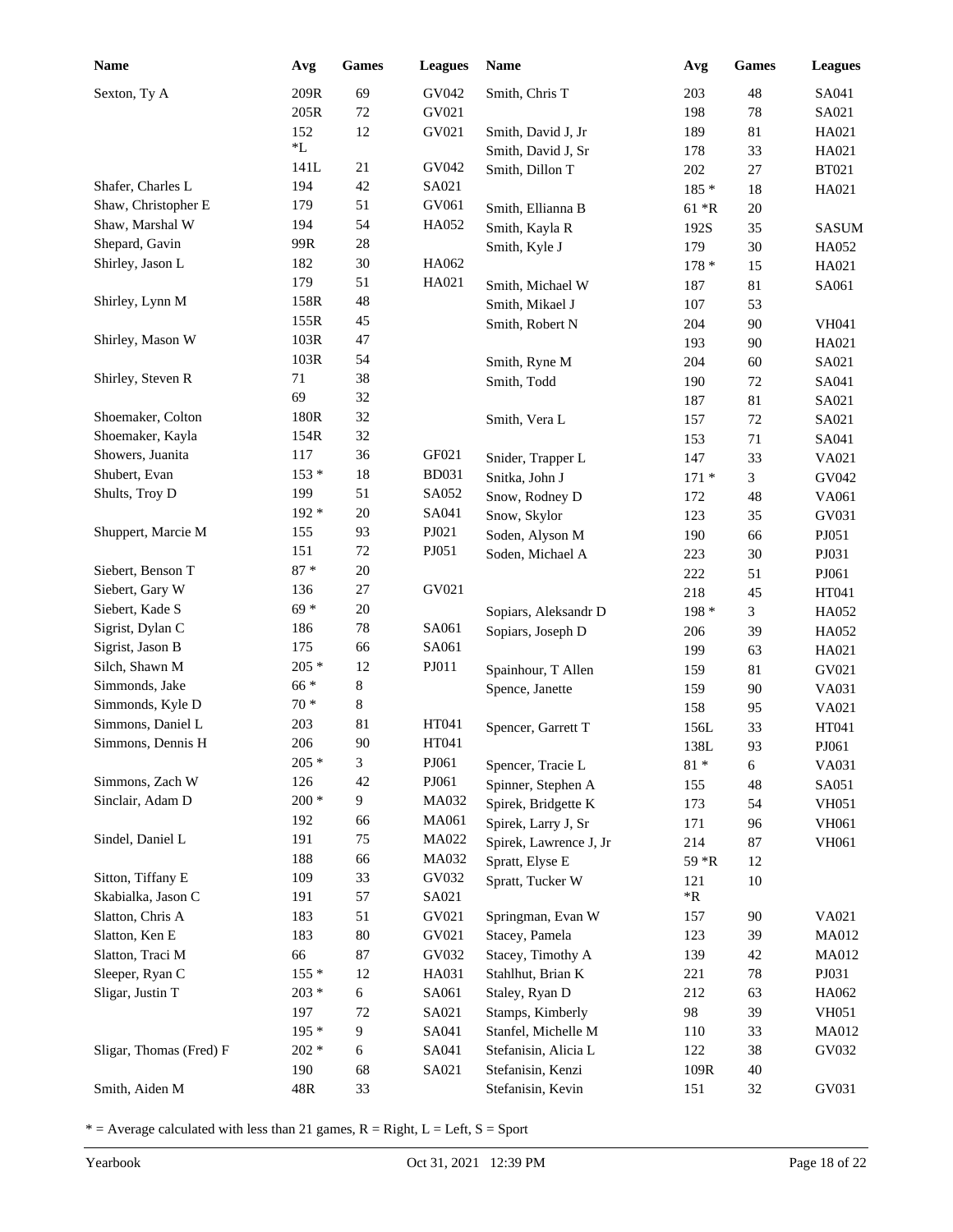| Name | Avg | Games | Leagues |
|---|---|---|---|
| Sexton, Ty A | 209R | 69 | GV042 |
| | 205R | 72 | GV021 |
| | 152 *L | 12 | GV021 |
| | 141L | 21 | GV042 |
| Shafer, Charles L | 194 | 42 | SA021 |
| Shaw, Christopher E | 179 | 51 | GV061 |
| Shaw, Marshal W | 194 | 54 | HA052 |
| Shepard, Gavin | 99R | 28 | |
| Shirley, Jason L | 182 | 30 | HA062 |
| | 179 | 51 | HA021 |
| Shirley, Lynn M | 158R | 48 | |
| | 155R | 45 | |
| Shirley, Mason W | 103R | 47 | |
| | 103R | 54 | |
| Shirley, Steven R | 71 | 38 | |
| | 69 | 32 | |
| Shoemaker, Colton | 180R | 32 | |
| Shoemaker, Kayla | 154R | 32 | |
| Showers, Juanita | 117 | 36 | GF021 |
| Shubert, Evan | 153 * | 18 | BD031 |
| Shults, Troy D | 199 | 51 | SA052 |
| | 192 * | 20 | SA041 |
| Shuppert, Marcie M | 155 | 93 | PJ021 |
| | 151 | 72 | PJ051 |
| Siebert, Benson T | 87 * | 20 | |
| Siebert, Gary W | 136 | 27 | GV021 |
| Siebert, Kade S | 69 * | 20 | |
| Sigrist, Dylan C | 186 | 78 | SA061 |
| Sigrist, Jason B | 175 | 66 | SA061 |
| Silch, Shawn M | 205 * | 12 | PJ011 |
| Simmonds, Jake | 66 * | 8 | |
| Simmonds, Kyle D | 70 * | 8 | |
| Simmons, Daniel L | 203 | 81 | HT041 |
| Simmons, Dennis H | 206 | 90 | HT041 |
| | 205 * | 3 | PJ061 |
| Simmons, Zach W | 126 | 42 | PJ061 |
| Sinclair, Adam D | 200 * | 9 | MA032 |
| | 192 | 66 | MA061 |
| Sindel, Daniel L | 191 | 75 | MA022 |
| | 188 | 66 | MA032 |
| Sitton, Tiffany E | 109 | 33 | GV032 |
| Skabialka, Jason C | 191 | 57 | SA021 |
| Slatton, Chris A | 183 | 51 | GV021 |
| Slatton, Ken E | 183 | 80 | GV021 |
| Slatton, Traci M | 66 | 87 | GV032 |
| Sleeper, Ryan C | 155 * | 12 | HA031 |
| Sligar, Justin T | 203 * | 6 | SA061 |
| | 197 | 72 | SA021 |
| | 195 * | 9 | SA041 |
| Sligar, Thomas (Fred) F | 202 * | 6 | SA041 |
| | 190 | 68 | SA021 |
| Smith, Aiden M | 48R | 33 | |
| Smith, Chris T | 203 | 48 | SA041 |
| | 198 | 78 | SA021 |
| Smith, David J, Jr | 189 | 81 | HA021 |
| Smith, David J, Sr | 178 | 33 | HA021 |
| Smith, Dillon T | 202 | 27 | BT021 |
| | 185 * | 18 | HA021 |
| Smith, Ellianna B | 61 *R | 20 | |
| Smith, Kayla R | 192S | 35 | SASUM |
| Smith, Kyle J | 179 | 30 | HA052 |
| | 178 * | 15 | HA021 |
| Smith, Michael W | 187 | 81 | SA061 |
| Smith, Mikael J | 107 | 53 | |
| Smith, Robert N | 204 | 90 | VH041 |
| | 193 | 90 | HA021 |
| Smith, Ryne M | 204 | 60 | SA021 |
| Smith, Todd | 190 | 72 | SA041 |
| | 187 | 81 | SA021 |
| Smith, Vera L | 157 | 72 | SA021 |
| | 153 | 71 | SA041 |
| Snider, Trapper L | 147 | 33 | VA021 |
| Snitka, John J | 171 * | 3 | GV042 |
| Snow, Rodney D | 172 | 48 | VA061 |
| Snow, Skylor | 123 | 35 | GV031 |
| Soden, Alyson M | 190 | 66 | PJ051 |
| Soden, Michael A | 223 | 30 | PJ031 |
| | 222 | 51 | PJ061 |
| | 218 | 45 | HT041 |
| Sopiars, Aleksandr D | 198 * | 3 | HA052 |
| Sopiars, Joseph D | 206 | 39 | HA052 |
| | 199 | 63 | HA021 |
| Spainhour, T Allen | 159 | 81 | GV021 |
| Spence, Janette | 159 | 90 | VA031 |
| | 158 | 95 | VA021 |
| Spencer, Garrett T | 156L | 33 | HT041 |
| | 138L | 93 | PJ061 |
| Spencer, Tracie L | 81 * | 6 | VA031 |
| Spinner, Stephen A | 155 | 48 | SA051 |
| Spirek, Bridgette K | 173 | 54 | VH051 |
| Spirek, Larry J, Sr | 171 | 96 | VH061 |
| Spirek, Lawrence J, Jr | 214 | 87 | VH061 |
| Spratt, Elyse E | 59 *R | 12 | |
| Spratt, Tucker W | 121 *R | 10 | |
| Springman, Evan W | 157 | 90 | VA021 |
| Stacey, Pamela | 123 | 39 | MA012 |
| Stacey, Timothy A | 139 | 42 | MA012 |
| Stahlhut, Brian K | 221 | 78 | PJ031 |
| Staley, Ryan D | 212 | 63 | HA062 |
| Stamps, Kimberly | 98 | 39 | VH051 |
| Stanfel, Michelle M | 110 | 33 | MA012 |
| Stefanisin, Alicia L | 122 | 38 | GV032 |
| Stefanisin, Kenzi | 109R | 40 | |
| Stefanisin, Kevin | 151 | 32 | GV031 |

* = Average calculated with less than 21 games, R = Right, L = Left, S = Sport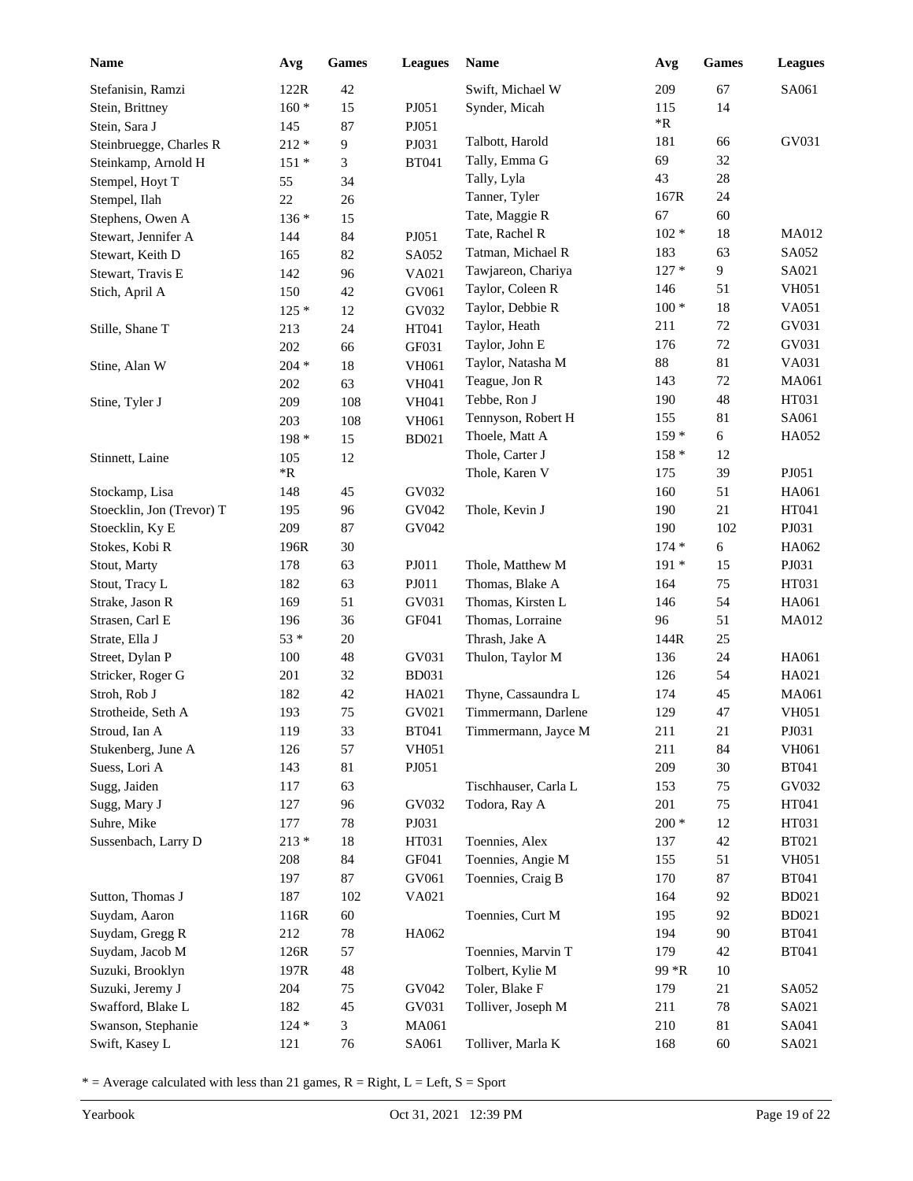| Name | Avg | Games | Leagues |
|---|---|---|---|
| Stefanisin, Ramzi | 122R | 42 | |
| Stein, Brittney | 160 * | 15 | PJ051 |
| Stein, Sara J | 145 | 87 | PJ051 |
| Steinbruegge, Charles R | 212 * | 9 | PJ031 |
| Steinkamp, Arnold H | 151 * | 3 | BT041 |
| Stempel, Hoyt T | 55 | 34 | |
| Stempel, Ilah | 22 | 26 | |
| Stephens, Owen A | 136 * | 15 | |
| Stewart, Jennifer A | 144 | 84 | PJ051 |
| Stewart, Keith D | 165 | 82 | SA052 |
| Stewart, Travis E | 142 | 96 | VA021 |
| Stich, April A | 150 | 42 | GV061 |
| | 125 * | 12 | GV032 |
| Stille, Shane T | 213 | 24 | HT041 |
| | 202 | 66 | GF031 |
| Stine, Alan W | 204 * | 18 | VH061 |
| | 202 | 63 | VH041 |
| Stine, Tyler J | 209 | 108 | VH041 |
| | 203 | 108 | VH061 |
| | 198 * | 15 | BD021 |
| Stinnett, Laine | 105 *R | 12 | |
| Stockamp, Lisa | 148 | 45 | GV032 |
| Stoecklin, Jon (Trevor) T | 195 | 96 | GV042 |
| Stoecklin, Ky E | 209 | 87 | GV042 |
| Stokes, Kobi R | 196R | 30 | |
| Stout, Marty | 178 | 63 | PJ011 |
| Stout, Tracy L | 182 | 63 | PJ011 |
| Strake, Jason R | 169 | 51 | GV031 |
| Strasen, Carl E | 196 | 36 | GF041 |
| Strate, Ella J | 53 * | 20 | |
| Street, Dylan P | 100 | 48 | GV031 |
| Stricker, Roger G | 201 | 32 | BD031 |
| Stroh, Rob J | 182 | 42 | HA021 |
| Strotheide, Seth A | 193 | 75 | GV021 |
| Stroud, Ian A | 119 | 33 | BT041 |
| Stukenberg, June A | 126 | 57 | VH051 |
| Suess, Lori A | 143 | 81 | PJ051 |
| Sugg, Jaiden | 117 | 63 | |
| Sugg, Mary J | 127 | 96 | GV032 |
| Suhre, Mike | 177 | 78 | PJ031 |
| Sussenbach, Larry D | 213 * | 18 | HT031 |
| | 208 | 84 | GF041 |
| | 197 | 87 | GV061 |
| Sutton, Thomas J | 187 | 102 | VA021 |
| Suydam, Aaron | 116R | 60 | |
| Suydam, Gregg R | 212 | 78 | HA062 |
| Suydam, Jacob M | 126R | 57 | |
| Suzuki, Brooklyn | 197R | 48 | |
| Suzuki, Jeremy J | 204 | 75 | GV042 |
| Swafford, Blake L | 182 | 45 | GV031 |
| Swanson, Stephanie | 124 * | 3 | MA061 |
| Swift, Kasey L | 121 | 76 | SA061 |
| Swift, Michael W | 209 | 67 | SA061 |
| Synder, Micah | 115 *R | 14 | |
| Talbott, Harold | 181 | 66 | GV031 |
| Tally, Emma G | 69 | 32 | |
| Tally, Lyla | 43 | 28 | |
| Tanner, Tyler | 167R | 24 | |
| Tate, Maggie R | 67 | 60 | |
| Tate, Rachel R | 102 * | 18 | MA012 |
| Tatman, Michael R | 183 | 63 | SA052 |
| Tawjareon, Chariya | 127 * | 9 | SA021 |
| Taylor, Coleen R | 146 | 51 | VH051 |
| Taylor, Debbie R | 100 * | 18 | VA051 |
| Taylor, Heath | 211 | 72 | GV031 |
| Taylor, John E | 176 | 72 | GV031 |
| Taylor, Natasha M | 88 | 81 | VA031 |
| Teague, Jon R | 143 | 72 | MA061 |
| Tebbe, Ron J | 190 | 48 | HT031 |
| Tennyson, Robert H | 155 | 81 | SA061 |
| Thoele, Matt A | 159 * | 6 | HA052 |
| Thole, Carter J | 158 * | 12 | |
| Thole, Karen V | 175 | 39 | PJ051 |
| | 160 | 51 | HA061 |
| Thole, Kevin J | 190 | 21 | HT041 |
| | 190 | 102 | PJ031 |
| | 174 * | 6 | HA062 |
| Thole, Matthew M | 191 * | 15 | PJ031 |
| Thomas, Blake A | 164 | 75 | HT031 |
| Thomas, Kirsten L | 146 | 54 | HA061 |
| Thomas, Lorraine | 96 | 51 | MA012 |
| Thrash, Jake A | 144R | 25 | |
| Thulon, Taylor M | 136 | 24 | HA061 |
| | 126 | 54 | HA021 |
| Thyne, Cassaundra L | 174 | 45 | MA061 |
| Timmermann, Darlene | 129 | 47 | VH051 |
| Timmermann, Jayce M | 211 | 21 | PJ031 |
| | 211 | 84 | VH061 |
| | 209 | 30 | BT041 |
| Tischhauser, Carla L | 153 | 75 | GV032 |
| Todora, Ray A | 201 | 75 | HT041 |
| | 200 * | 12 | HT031 |
| Toennies, Alex | 137 | 42 | BT021 |
| Toennies, Angie M | 155 | 51 | VH051 |
| Toennies, Craig B | 170 | 87 | BT041 |
| | 164 | 92 | BD021 |
| Toennies, Curt M | 195 | 92 | BD021 |
| | 194 | 90 | BT041 |
| Toennies, Marvin T | 179 | 42 | BT041 |
| Tolbert, Kylie M | 99 *R | 10 | |
| Toler, Blake F | 179 | 21 | SA052 |
| Tolliver, Joseph M | 211 | 78 | SA021 |
| | 210 | 81 | SA041 |
| Tolliver, Marla K | 168 | 60 | SA021 |

* = Average calculated with less than 21 games, R = Right, L = Left, S = Sport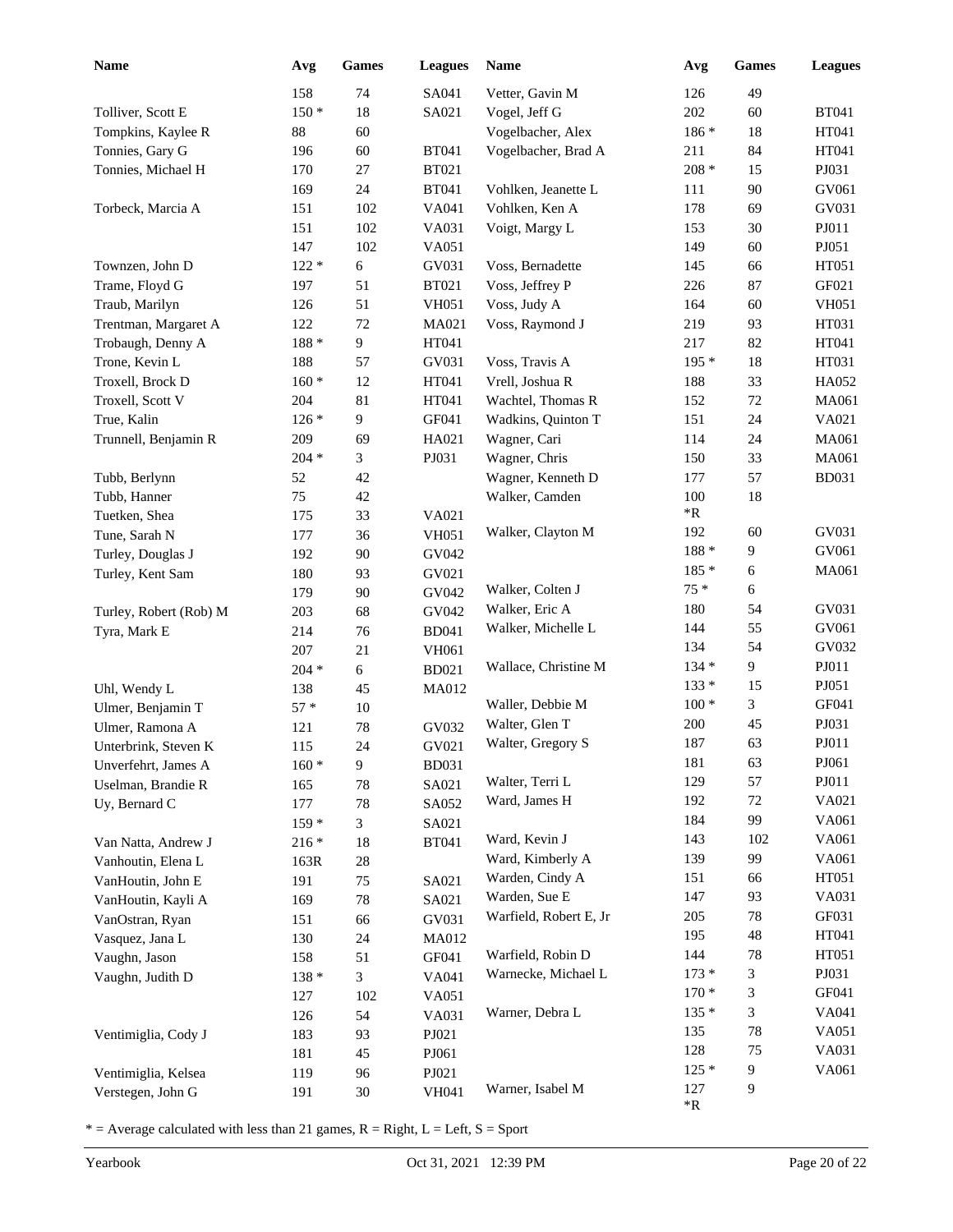| Name | Avg | Games | Leagues |
|---|---|---|---|
| | 158 | 74 | SA041 |
| Tolliver, Scott E | 150 * | 18 | SA021 |
| Tompkins, Kaylee R | 88 | 60 | |
| Tonnies, Gary G | 196 | 60 | BT041 |
| Tonnies, Michael H | 170 | 27 | BT021 |
| | 169 | 24 | BT041 |
| Torbeck, Marcia A | 151 | 102 | VA041 |
| | 151 | 102 | VA031 |
| | 147 | 102 | VA051 |
| Townzen, John D | 122 * | 6 | GV031 |
| Trame, Floyd G | 197 | 51 | BT021 |
| Traub, Marilyn | 126 | 51 | VH051 |
| Trentman, Margaret A | 122 | 72 | MA021 |
| Trobaugh, Denny A | 188 * | 9 | HT041 |
| Trone, Kevin L | 188 | 57 | GV031 |
| Troxell, Brock D | 160 * | 12 | HT041 |
| Troxell, Scott V | 204 | 81 | HT041 |
| True, Kalin | 126 * | 9 | GF041 |
| Trunnell, Benjamin R | 209 | 69 | HA021 |
| | 204 * | 3 | PJ031 |
| Tubb, Berlynn | 52 | 42 | |
| Tubb, Hanner | 75 | 42 | |
| Tuetken, Shea | 175 | 33 | VA021 |
| Tune, Sarah N | 177 | 36 | VH051 |
| Turley, Douglas J | 192 | 90 | GV042 |
| Turley, Kent Sam | 180 | 93 | GV021 |
| | 179 | 90 | GV042 |
| Turley, Robert (Rob) M | 203 | 68 | GV042 |
| Tyra, Mark E | 214 | 76 | BD041 |
| | 207 | 21 | VH061 |
| | 204 * | 6 | BD021 |
| Uhl, Wendy L | 138 | 45 | MA012 |
| Ulmer, Benjamin T | 57 * | 10 | |
| Ulmer, Ramona A | 121 | 78 | GV032 |
| Unterbrink, Steven K | 115 | 24 | GV021 |
| Unverfehrt, James A | 160 * | 9 | BD031 |
| Uselman, Brandie R | 165 | 78 | SA021 |
| Uy, Bernard C | 177 | 78 | SA052 |
| | 159 * | 3 | SA021 |
| Van Natta, Andrew J | 216 * | 18 | BT041 |
| Vanhoutin, Elena L | 163R | 28 | |
| VanHoutin, John E | 191 | 75 | SA021 |
| VanHoutin, Kayli A | 169 | 78 | SA021 |
| VanOstran, Ryan | 151 | 66 | GV031 |
| Vasquez, Jana L | 130 | 24 | MA012 |
| Vaughn, Jason | 158 | 51 | GF041 |
| Vaughn, Judith D | 138 * | 3 | VA041 |
| | 127 | 102 | VA051 |
| | 126 | 54 | VA031 |
| Ventimiglia, Cody J | 183 | 93 | PJ021 |
| | 181 | 45 | PJ061 |
| Ventimiglia, Kelsea | 119 | 96 | PJ021 |
| Verstegen, John G | 191 | 30 | VH041 |
| Vetter, Gavin M | 126 | 49 | |
| Vogel, Jeff G | 202 | 60 | BT041 |
| Vogelbacher, Alex | 186 * | 18 | HT041 |
| Vogelbacher, Brad A | 211 | 84 | HT041 |
| | 208 * | 15 | PJ031 |
| Vohlken, Jeanette L | 111 | 90 | GV061 |
| Vohlken, Ken A | 178 | 69 | GV031 |
| Voigt, Margy L | 153 | 30 | PJ011 |
| | 149 | 60 | PJ051 |
| Voss, Bernadette | 145 | 66 | HT051 |
| Voss, Jeffrey P | 226 | 87 | GF021 |
| Voss, Judy A | 164 | 60 | VH051 |
| Voss, Raymond J | 219 | 93 | HT031 |
| | 217 | 82 | HT041 |
| Voss, Travis A | 195 * | 18 | HT031 |
| Vrell, Joshua R | 188 | 33 | HA052 |
| Wachtel, Thomas R | 152 | 72 | MA061 |
| Wadkins, Quinton T | 151 | 24 | VA021 |
| Wagner, Cari | 114 | 24 | MA061 |
| Wagner, Chris | 150 | 33 | MA061 |
| Wagner, Kenneth D | 177 | 57 | BD031 |
| Walker, Camden | 100 *R | 18 | |
| Walker, Clayton M | 192 | 60 | GV031 |
| | 188 * | 9 | GV061 |
| | 185 * | 6 | MA061 |
| Walker, Colten J | 75 * | 6 | |
| Walker, Eric A | 180 | 54 | GV031 |
| Walker, Michelle L | 144 | 55 | GV061 |
| | 134 | 54 | GV032 |
| Wallace, Christine M | 134 * | 9 | PJ011 |
| | 133 * | 15 | PJ051 |
| Waller, Debbie M | 100 * | 3 | GF041 |
| Walter, Glen T | 200 | 45 | PJ031 |
| Walter, Gregory S | 187 | 63 | PJ011 |
| | 181 | 63 | PJ061 |
| Walter, Terri L | 129 | 57 | PJ011 |
| Ward, James H | 192 | 72 | VA021 |
| | 184 | 99 | VA061 |
| Ward, Kevin J | 143 | 102 | VA061 |
| Ward, Kimberly A | 139 | 99 | VA061 |
| Warden, Cindy A | 151 | 66 | HT051 |
| Warden, Sue E | 147 | 93 | VA031 |
| Warfield, Robert E, Jr | 205 | 78 | GF031 |
| | 195 | 48 | HT041 |
| Warfield, Robin D | 144 | 78 | HT051 |
| Warnecke, Michael L | 173 * | 3 | PJ031 |
| | 170 * | 3 | GF041 |
| Warner, Debra L | 135 * | 3 | VA041 |
| | 135 | 78 | VA051 |
| | 128 | 75 | VA031 |
| | 125 * | 9 | VA061 |
| Warner, Isabel M | 127 *R | 9 | |

* = Average calculated with less than 21 games, R = Right, L = Left, S = Sport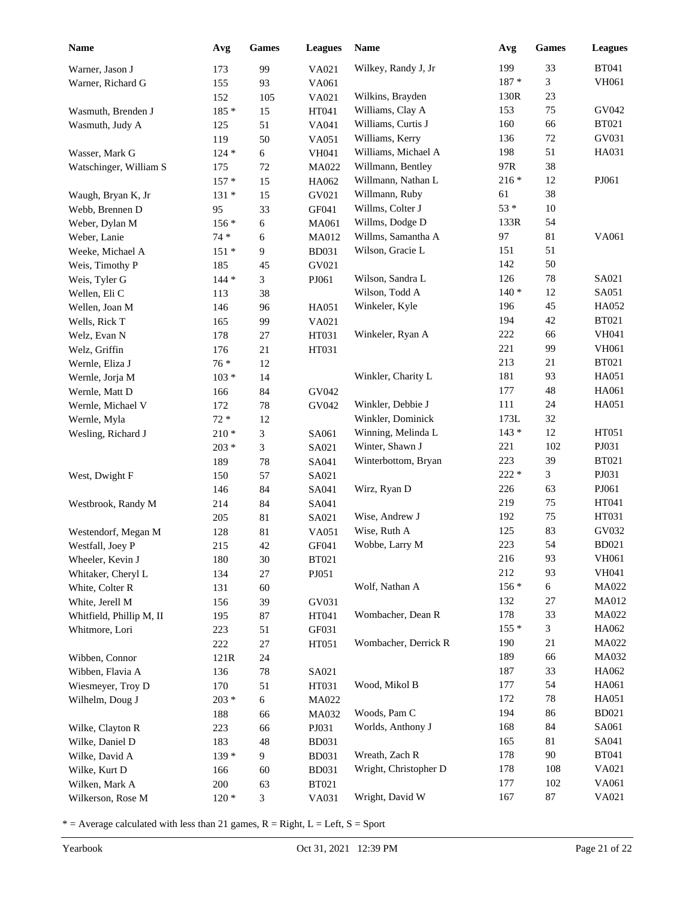| Name | Avg | Games | Leagues |
|---|---|---|---|
| Warner, Jason J | 173 | 99 | VA021 |
| Warner, Richard G | 155 | 93 | VA061 |
| | 152 | 105 | VA021 |
| Wasmuth, Brenden J | 185 * | 15 | HT041 |
| Wasmuth, Judy A | 125 | 51 | VA041 |
| | 119 | 50 | VA051 |
| Wasser, Mark G | 124 * | 6 | VH041 |
| Watschinger, William S | 175 | 72 | MA022 |
| | 157 * | 15 | HA062 |
| Waugh, Bryan K, Jr | 131 * | 15 | GV021 |
| Webb, Brennen D | 95 | 33 | GF041 |
| Weber, Dylan M | 156 * | 6 | MA061 |
| Weber, Lanie | 74 * | 6 | MA012 |
| Weeke, Michael A | 151 * | 9 | BD031 |
| Weis, Timothy P | 185 | 45 | GV021 |
| Weis, Tyler G | 144 * | 3 | PJ061 |
| Wellen, Eli C | 113 | 38 | |
| Wellen, Joan M | 146 | 96 | HA051 |
| Wells, Rick T | 165 | 99 | VA021 |
| Welz, Evan N | 178 | 27 | HT031 |
| Welz, Griffin | 176 | 21 | HT031 |
| Wernle, Eliza J | 76 * | 12 | |
| Wernle, Jorja M | 103 * | 14 | |
| Wernle, Matt D | 166 | 84 | GV042 |
| Wernle, Michael V | 172 | 78 | GV042 |
| Wernle, Myla | 72 * | 12 | |
| Wesling, Richard J | 210 * | 3 | SA061 |
| | 203 * | 3 | SA021 |
| | 189 | 78 | SA041 |
| West, Dwight F | 150 | 57 | SA021 |
| | 146 | 84 | SA041 |
| Westbrook, Randy M | 214 | 84 | SA041 |
| | 205 | 81 | SA021 |
| Westendorf, Megan M | 128 | 81 | VA051 |
| Westfall, Joey P | 215 | 42 | GF041 |
| Wheeler, Kevin J | 180 | 30 | BT021 |
| Whitaker, Cheryl L | 134 | 27 | PJ051 |
| White, Colter R | 131 | 60 | |
| White, Jerell M | 156 | 39 | GV031 |
| Whitfield, Phillip M, II | 195 | 87 | HT041 |
| Whitmore, Lori | 223 | 51 | GF031 |
| | 222 | 27 | HT051 |
| Wibben, Connor | 121R | 24 | |
| Wibben, Flavia A | 136 | 78 | SA021 |
| Wiesmeyer, Troy D | 170 | 51 | HT031 |
| Wilhelm, Doug J | 203 * | 6 | MA022 |
| | 188 | 66 | MA032 |
| Wilke, Clayton R | 223 | 66 | PJ031 |
| Wilke, Daniel D | 183 | 48 | BD031 |
| Wilke, David A | 139 * | 9 | BD031 |
| Wilke, Kurt D | 166 | 60 | BD031 |
| Wilken, Mark A | 200 | 63 | BT021 |
| Wilkerson, Rose M | 120 * | 3 | VA031 |
| Wilkey, Randy J, Jr | 199 | 33 | BT041 |
| | 187 * | 3 | VH061 |
| Wilkins, Brayden | 130R | 23 | |
| Williams, Clay A | 153 | 75 | GV042 |
| Williams, Curtis J | 160 | 66 | BT021 |
| Williams, Kerry | 136 | 72 | GV031 |
| Williams, Michael A | 198 | 51 | HA031 |
| Willmann, Bentley | 97R | 38 | |
| Willmann, Nathan L | 216 * | 12 | PJ061 |
| Willmann, Ruby | 61 | 38 | |
| Willms, Colter J | 53 * | 10 | |
| Willms, Dodge D | 133R | 54 | |
| Willms, Samantha A | 97 | 81 | VA061 |
| Wilson, Gracie L | 151 | 51 | |
| | 142 | 50 | |
| Wilson, Sandra L | 126 | 78 | SA021 |
| Wilson, Todd A | 140 * | 12 | SA051 |
| Winkeler, Kyle | 196 | 45 | HA052 |
| | 194 | 42 | BT021 |
| Winkeler, Ryan A | 222 | 66 | VH041 |
| | 221 | 99 | VH061 |
| | 213 | 21 | BT021 |
| Winkler, Charity L | 181 | 93 | HA051 |
| | 177 | 48 | HA061 |
| Winkler, Debbie J | 111 | 24 | HA051 |
| Winkler, Dominick | 173L | 32 | |
| Winning, Melinda L | 143 * | 12 | HT051 |
| Winter, Shawn J | 221 | 102 | PJ031 |
| Winterbottom, Bryan | 223 | 39 | BT021 |
| | 222 * | 3 | PJ031 |
| Wirz, Ryan D | 226 | 63 | PJ061 |
| | 219 | 75 | HT041 |
| Wise, Andrew J | 192 | 75 | HT031 |
| Wise, Ruth A | 125 | 83 | GV032 |
| Wobbe, Larry M | 223 | 54 | BD021 |
| | 216 | 93 | VH061 |
| | 212 | 93 | VH041 |
| Wolf, Nathan A | 156 * | 6 | MA022 |
| | 132 | 27 | MA012 |
| Wombacher, Dean R | 178 | 33 | MA022 |
| | 155 * | 3 | HA062 |
| Wombacher, Derrick R | 190 | 21 | MA022 |
| | 189 | 66 | MA032 |
| | 187 | 33 | HA062 |
| Wood, Mikol B | 177 | 54 | HA061 |
| | 172 | 78 | HA051 |
| Woods, Pam C | 194 | 86 | BD021 |
| Worlds, Anthony J | 168 | 84 | SA061 |
| | 165 | 81 | SA041 |
| Wreath, Zach R | 178 | 90 | BT041 |
| Wright, Christopher D | 178 | 108 | VA021 |
| | 177 | 102 | VA061 |
| Wright, David W | 167 | 87 | VA021 |

* = Average calculated with less than 21 games, R = Right, L = Left, S = Sport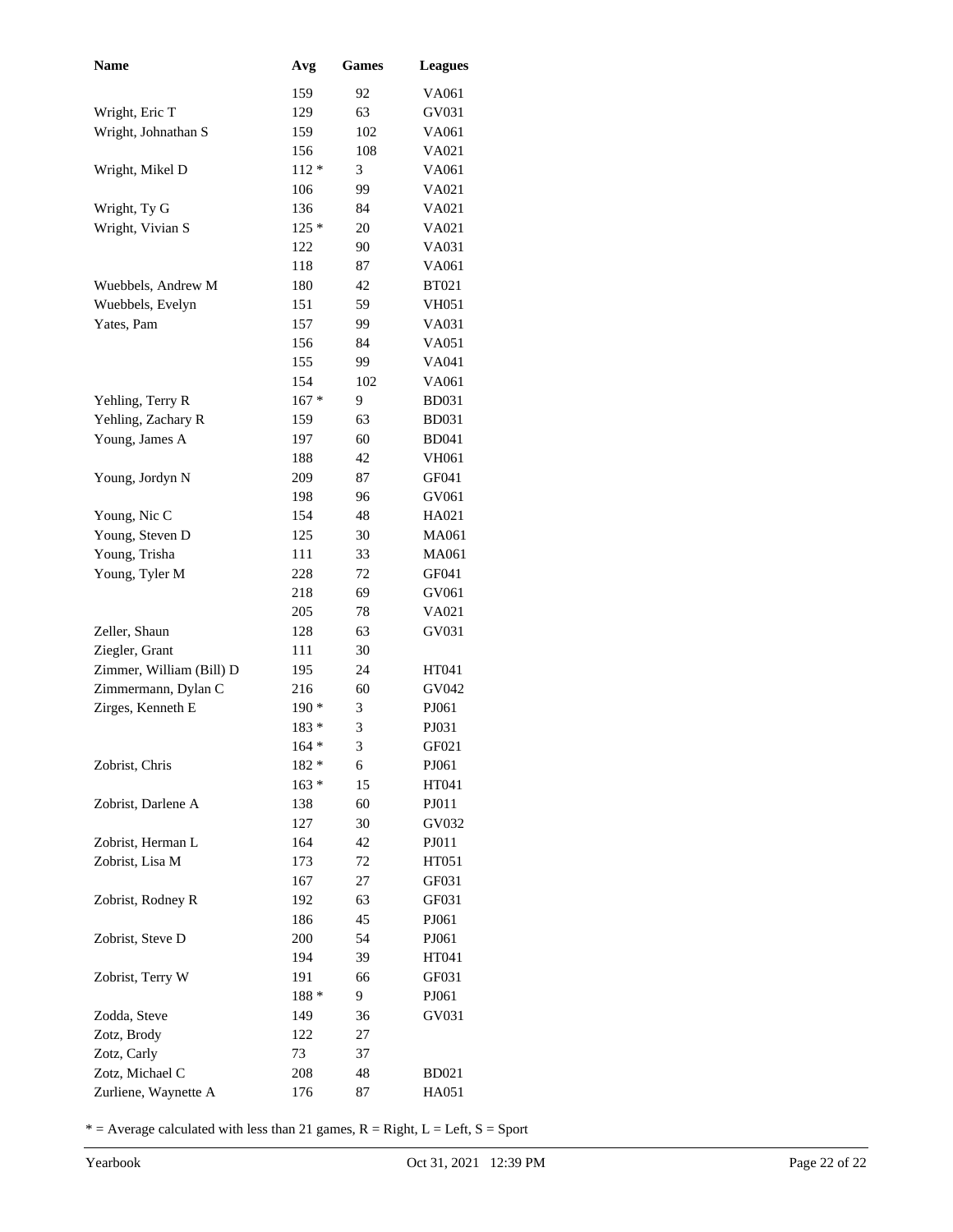| Name | Avg | Games | Leagues |
|---|---|---|---|
| | 159 | 92 | VA061 |
| Wright, Eric T | 129 | 63 | GV031 |
| Wright, Johnathan S | 159 | 102 | VA061 |
| | 156 | 108 | VA021 |
| Wright, Mikel D | 112 * | 3 | VA061 |
| | 106 | 99 | VA021 |
| Wright, Ty G | 136 | 84 | VA021 |
| Wright, Vivian S | 125 * | 20 | VA021 |
| | 122 | 90 | VA031 |
| | 118 | 87 | VA061 |
| Wuebbels, Andrew M | 180 | 42 | BT021 |
| Wuebbels, Evelyn | 151 | 59 | VH051 |
| Yates, Pam | 157 | 99 | VA031 |
| | 156 | 84 | VA051 |
| | 155 | 99 | VA041 |
| | 154 | 102 | VA061 |
| Yehling, Terry R | 167 * | 9 | BD031 |
| Yehling, Zachary R | 159 | 63 | BD031 |
| Young, James A | 197 | 60 | BD041 |
| | 188 | 42 | VH061 |
| Young, Jordyn N | 209 | 87 | GF041 |
| | 198 | 96 | GV061 |
| Young, Nic C | 154 | 48 | HA021 |
| Young, Steven D | 125 | 30 | MA061 |
| Young, Trisha | 111 | 33 | MA061 |
| Young, Tyler M | 228 | 72 | GF041 |
| | 218 | 69 | GV061 |
| | 205 | 78 | VA021 |
| Zeller, Shaun | 128 | 63 | GV031 |
| Ziegler, Grant | 111 | 30 | |
| Zimmer, William (Bill) D | 195 | 24 | HT041 |
| Zimmermann, Dylan C | 216 | 60 | GV042 |
| Zirges, Kenneth E | 190 * | 3 | PJ061 |
| | 183 * | 3 | PJ031 |
| | 164 * | 3 | GF021 |
| Zobrist, Chris | 182 * | 6 | PJ061 |
| | 163 * | 15 | HT041 |
| Zobrist, Darlene A | 138 | 60 | PJ011 |
| | 127 | 30 | GV032 |
| Zobrist, Herman L | 164 | 42 | PJ011 |
| Zobrist, Lisa M | 173 | 72 | HT051 |
| | 167 | 27 | GF031 |
| Zobrist, Rodney R | 192 | 63 | GF031 |
| | 186 | 45 | PJ061 |
| Zobrist, Steve D | 200 | 54 | PJ061 |
| | 194 | 39 | HT041 |
| Zobrist, Terry W | 191 | 66 | GF031 |
| | 188 * | 9 | PJ061 |
| Zodda, Steve | 149 | 36 | GV031 |
| Zotz, Brody | 122 | 27 | |
| Zotz, Carly | 73 | 37 | |
| Zotz, Michael C | 208 | 48 | BD021 |
| Zurliene, Waynette A | 176 | 87 | HA051 |

* = Average calculated with less than 21 games, R = Right, L = Left, S = Sport

Yearbook Oct 31, 2021 12:39 PM